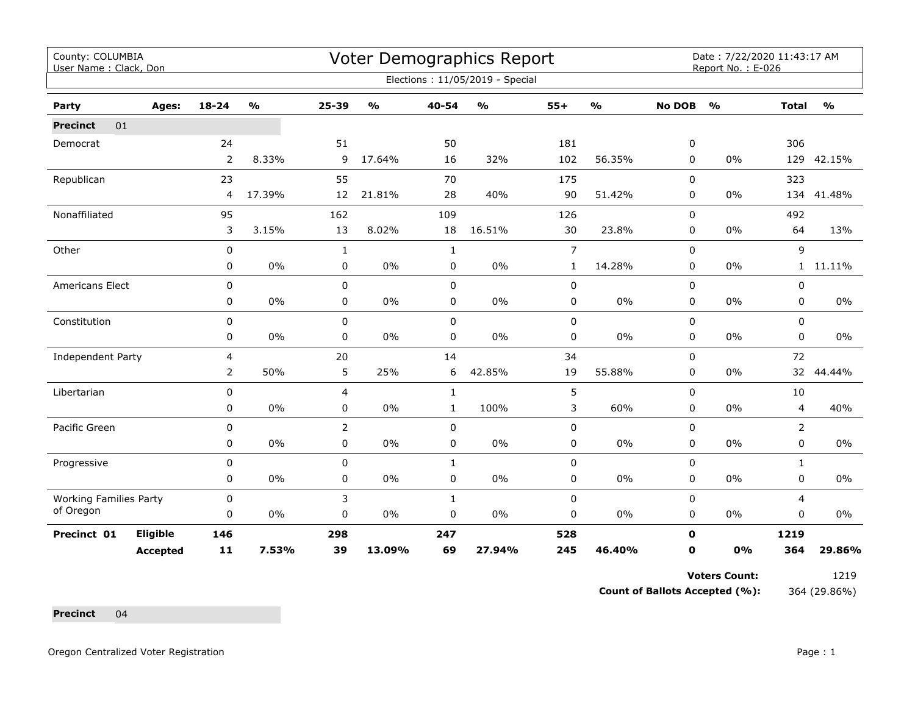County: COLUMBIA
User Name : Clack, Don

# Voter Demographics Report

Date : 7/22/2020 11:43:17 AM
Report No. : E-026

Elections : 11/05/2019 - Special

| Party | Ages: | 18-24 | % | 25-39 | % | 40-54 | % | 55+ | % | No DOB | % | Total | % |
|---|---|---|---|---|---|---|---|---|---|---|---|---|---|
| **Precinct** 01 | | | | | | | | | | | | | |
| Democrat | | 24 | | 51 | | 50 | | 181 | | 0 | | 306 | |
| | | 2 | 8.33% | 9 | 17.64% | 16 | 32% | 102 | 56.35% | 0 | 0% | 129 | 42.15% |
| Republican | | 23 | | 55 | | 70 | | 175 | | 0 | | 323 | |
| | | 4 | 17.39% | 12 | 21.81% | 28 | 40% | 90 | 51.42% | 0 | 0% | 134 | 41.48% |
| Nonaffiliated | | 95 | | 162 | | 109 | | 126 | | 0 | | 492 | |
| | | 3 | 3.15% | 13 | 8.02% | 18 | 16.51% | 30 | 23.8% | 0 | 0% | 64 | 13% |
| Other | | 0 | | 1 | | 1 | | 7 | | 0 | | 9 | |
| | | 0 | 0% | 0 | 0% | 0 | 0% | 1 | 14.28% | 0 | 0% | 1 | 11.11% |
| Americans Elect | | 0 | | 0 | | 0 | | 0 | | 0 | | 0 | |
| | | 0 | 0% | 0 | 0% | 0 | 0% | 0 | 0% | 0 | 0% | 0 | 0% |
| Constitution | | 0 | | 0 | | 0 | | 0 | | 0 | | 0 | |
| | | 0 | 0% | 0 | 0% | 0 | 0% | 0 | 0% | 0 | 0% | 0 | 0% |
| Independent Party | | 4 | | 20 | | 14 | | 34 | | 0 | | 72 | |
| | | 2 | 50% | 5 | 25% | 6 | 42.85% | 19 | 55.88% | 0 | 0% | 32 | 44.44% |
| Libertarian | | 0 | | 4 | | 1 | | 5 | | 0 | | 10 | |
| | | 0 | 0% | 0 | 0% | 1 | 100% | 3 | 60% | 0 | 0% | 4 | 40% |
| Pacific Green | | 0 | | 2 | | 0 | | 0 | | 0 | | 2 | |
| | | 0 | 0% | 0 | 0% | 0 | 0% | 0 | 0% | 0 | 0% | 0 | 0% |
| Progressive | | 0 | | 0 | | 1 | | 0 | | 0 | | 1 | |
| | | 0 | 0% | 0 | 0% | 0 | 0% | 0 | 0% | 0 | 0% | 0 | 0% |
| Working Families Party of Oregon | | 0 | | 3 | | 1 | | 0 | | 0 | | 4 | |
| | | 0 | 0% | 0 | 0% | 0 | 0% | 0 | 0% | 0 | 0% | 0 | 0% |
| **Precinct 01** | **Eligible** | **146** | | **298** | | **247** | | **528** | | **0** | | **1219** | |
| | **Accepted** | **11** | **7.53%** | **39** | **13.09%** | **69** | **27.94%** | **245** | **46.40%** | **0** | **0%** | **364** | **29.86%** |

**Voters Count:** 1219

**Count of Ballots Accepted (%):** 364 (29.86%)

**Precinct** 04

Oregon Centralized Voter Registration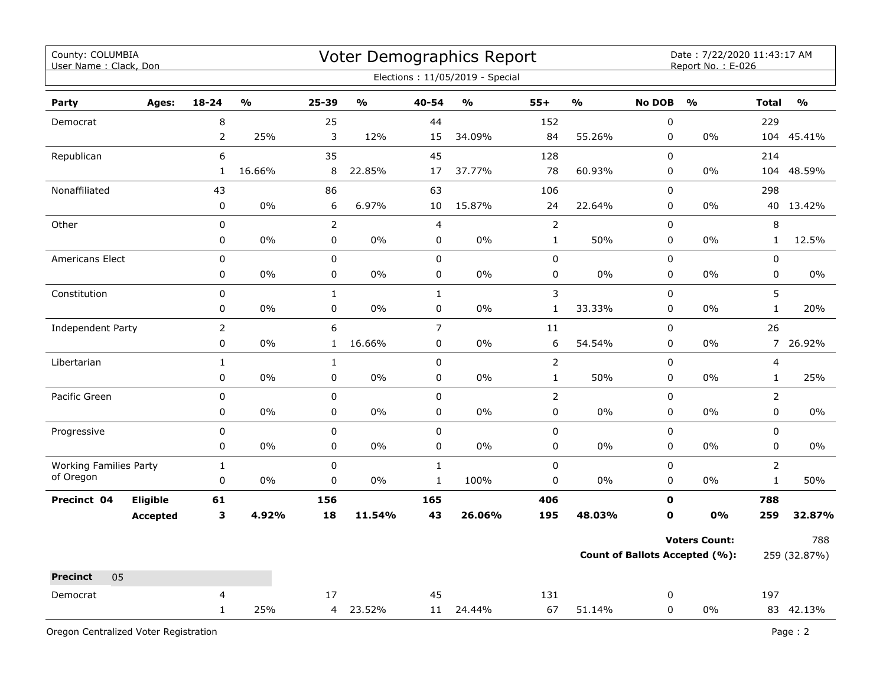# Voter Demographics Report

County: COLUMBIA
User Name : Clack, Don

Date : 7/22/2020 11:43:17 AM
Report No. : E-026

Elections : 11/05/2019 - Special

| Party | Ages: | 18-24 | % | 25-39 | % | 40-54 | % | 55+ | % | No DOB | % | Total | % |
|---|---|---|---|---|---|---|---|---|---|---|---|---|---|
| Democrat | | 8 | | 25 | | 44 | | 152 | | 0 | | 229 | |
| | | 2 | 25% | 3 | 12% | 15 | 34.09% | 84 | 55.26% | 0 | 0% | 104 | 45.41% |
| Republican | | 6 | | 35 | | 45 | | 128 | | 0 | | 214 | |
| | | 1 | 16.66% | 8 | 22.85% | 17 | 37.77% | 78 | 60.93% | 0 | 0% | 104 | 48.59% |
| Nonaffiliated | | 43 | | 86 | | 63 | | 106 | | 0 | | 298 | |
| | | 0 | 0% | 6 | 6.97% | 10 | 15.87% | 24 | 22.64% | 0 | 0% | 40 | 13.42% |
| Other | | 0 | | 2 | | 4 | | 2 | | 0 | | 8 | |
| | | 0 | 0% | 0 | 0% | 0 | 0% | 1 | 50% | 0 | 0% | 1 | 12.5% |
| Americans Elect | | 0 | | 0 | | 0 | | 0 | | 0 | | 0 | |
| | | 0 | 0% | 0 | 0% | 0 | 0% | 0 | 0% | 0 | 0% | 0 | 0% |
| Constitution | | 0 | | 1 | | 1 | | 3 | | 0 | | 5 | |
| | | 0 | 0% | 0 | 0% | 0 | 0% | 1 | 33.33% | 0 | 0% | 1 | 20% |
| Independent Party | | 2 | | 6 | | 7 | | 11 | | 0 | | 26 | |
| | | 0 | 0% | 1 | 16.66% | 0 | 0% | 6 | 54.54% | 0 | 0% | 7 | 26.92% |
| Libertarian | | 1 | | 1 | | 0 | | 2 | | 0 | | 4 | |
| | | 0 | 0% | 0 | 0% | 0 | 0% | 1 | 50% | 0 | 0% | 1 | 25% |
| Pacific Green | | 0 | | 0 | | 0 | | 2 | | 0 | | 2 | |
| | | 0 | 0% | 0 | 0% | 0 | 0% | 0 | 0% | 0 | 0% | 0 | 0% |
| Progressive | | 0 | | 0 | | 0 | | 0 | | 0 | | 0 | |
| | | 0 | 0% | 0 | 0% | 0 | 0% | 0 | 0% | 0 | 0% | 0 | 0% |
| Working Families Party of Oregon | | 1 | | 0 | | 1 | | 0 | | 0 | | 2 | |
| | | 0 | 0% | 0 | 0% | 1 | 100% | 0 | 0% | 0 | 0% | 1 | 50% |
| **Precinct 04** | **Eligible** | **61** | | **156** | | **165** | | **406** | | **0** | | **788** | |
| | **Accepted** | **3** | **4.92%** | **18** | **11.54%** | **43** | **26.06%** | **195** | **48.03%** | **0** | **0%** | **259** | **32.87%** |

**Voters Count:** 788

**Count of Ballots Accepted (%):** 259 (32.87%)

**Precinct** 05

| Party | Ages: | 18-24 | % | 25-39 | % | 40-54 | % | 55+ | % | No DOB | % | Total | % |
|---|---|---|---|---|---|---|---|---|---|---|---|---|---|
| Democrat | | 4 | | 17 | | 45 | | 131 | | 0 | | 197 | |
| | | 1 | 25% | 4 | 23.52% | 11 | 24.44% | 67 | 51.14% | 0 | 0% | 83 | 42.13% |

Oregon Centralized Voter Registration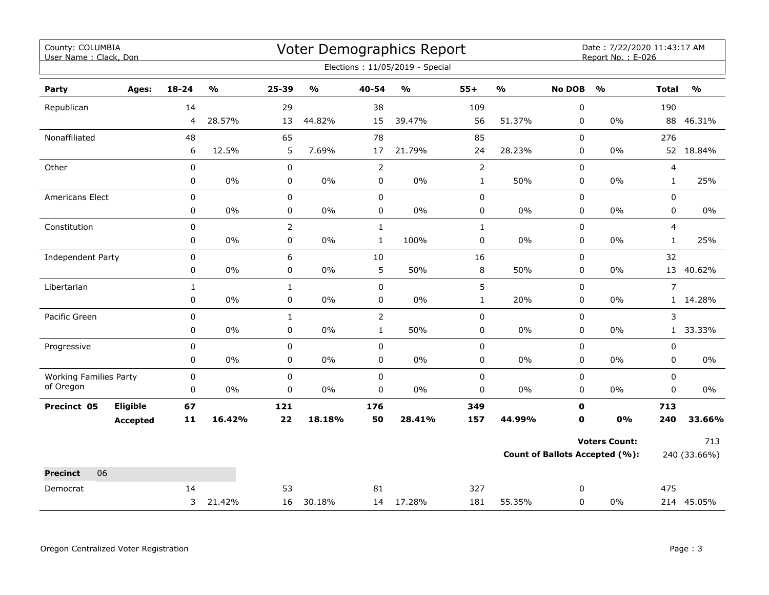County: COLUMBIA
User Name : Clack, Don

# Voter Demographics Report

Date : 7/22/2020 11:43:17 AM
Report No. : E-026

Elections : 11/05/2019 - Special

| Party | Ages: | 18-24 | % | 25-39 | % | 40-54 | % | 55+ | % | No DOB | % | Total | % |
|---|---|---|---|---|---|---|---|---|---|---|---|---|---|
| Republican | | 14 | | 29 | | 38 | | 109 | | 0 | | 190 | |
| | | 4 | 28.57% | 13 | 44.82% | 15 | 39.47% | 56 | 51.37% | 0 | 0% | 88 | 46.31% |
| Nonaffiliated | | 48 | | 65 | | 78 | | 85 | | 0 | | 276 | |
| | | 6 | 12.5% | 5 | 7.69% | 17 | 21.79% | 24 | 28.23% | 0 | 0% | 52 | 18.84% |
| Other | | 0 | | 0 | | 2 | | 2 | | 0 | | 4 | |
| | | 0 | 0% | 0 | 0% | 0 | 0% | 1 | 50% | 0 | 0% | 1 | 25% |
| Americans Elect | | 0 | | 0 | | 0 | | 0 | | 0 | | 0 | |
| | | 0 | 0% | 0 | 0% | 0 | 0% | 0 | 0% | 0 | 0% | 0 | 0% |
| Constitution | | 0 | | 2 | | 1 | | 1 | | 0 | | 4 | |
| | | 0 | 0% | 0 | 0% | 1 | 100% | 0 | 0% | 0 | 0% | 1 | 25% |
| Independent Party | | 0 | | 6 | | 10 | | 16 | | 0 | | 32 | |
| | | 0 | 0% | 0 | 0% | 5 | 50% | 8 | 50% | 0 | 0% | 13 | 40.62% |
| Libertarian | | 1 | | 1 | | 0 | | 5 | | 0 | | 7 | |
| | | 0 | 0% | 0 | 0% | 0 | 0% | 1 | 20% | 0 | 0% | 1 | 14.28% |
| Pacific Green | | 0 | | 1 | | 2 | | 0 | | 0 | | 3 | |
| | | 0 | 0% | 0 | 0% | 1 | 50% | 0 | 0% | 0 | 0% | 1 | 33.33% |
| Progressive | | 0 | | 0 | | 0 | | 0 | | 0 | | 0 | |
| | | 0 | 0% | 0 | 0% | 0 | 0% | 0 | 0% | 0 | 0% | 0 | 0% |
| Working Families Party of Oregon | | 0 | | 0 | | 0 | | 0 | | 0 | | 0 | |
| | | 0 | 0% | 0 | 0% | 0 | 0% | 0 | 0% | 0 | 0% | 0 | 0% |
| **Precinct 05** | **Eligible** | **67** | | **121** | | **176** | | **349** | | **0** | | **713** | |
| | **Accepted** | **11** | **16.42%** | **22** | **18.18%** | **50** | **28.41%** | **157** | **44.99%** | **0** | **0%** | **240** | **33.66%** |

**Voters Count:** 713

**Count of Ballots Accepted (%):** 240 (33.66%)

| **Precinct** 06 | | 18-24 | % | 25-39 | % | 40-54 | % | 55+ | % | No DOB | % | Total | % |
|---|---|---|---|---|---|---|---|---|---|---|---|---|---|
| Democrat | | 14 | | 53 | | 81 | | 327 | | 0 | | 475 | |
| | | 3 | 21.42% | 16 | 30.18% | 14 | 17.28% | 181 | 55.35% | 0 | 0% | 214 | 45.05% |

Oregon Centralized Voter Registration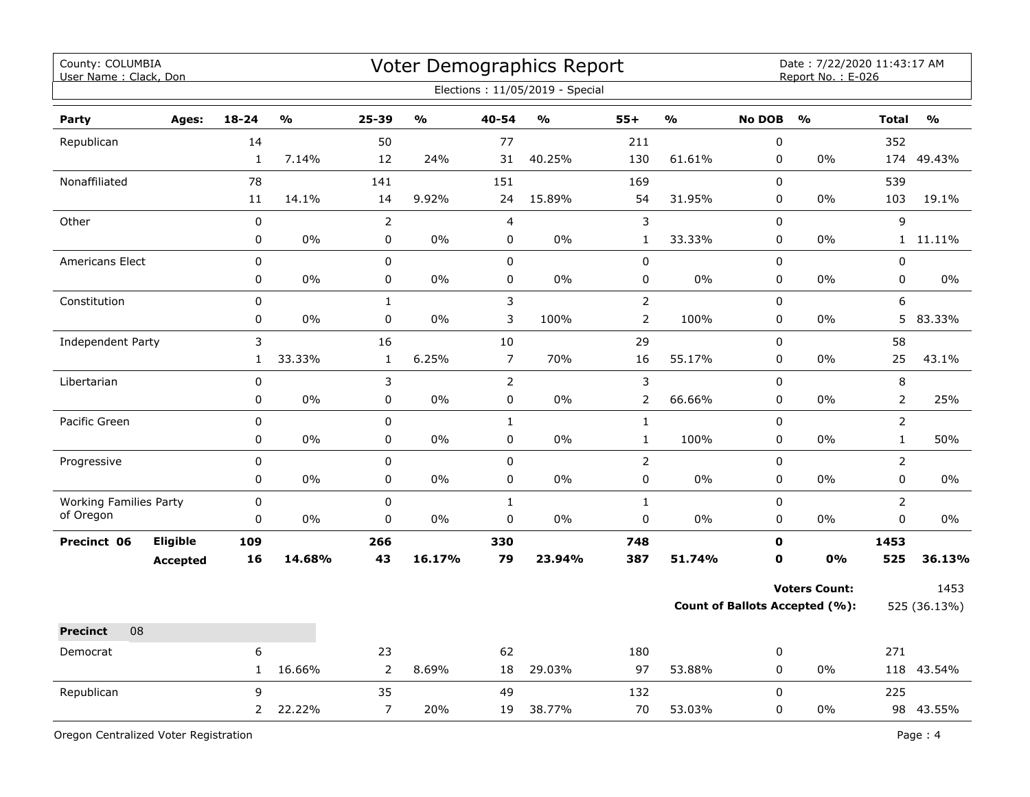County: COLUMBIA
User Name : Clack, Don

# Voter Demographics Report

Date : 7/22/2020 11:43:17 AM
Report No. : E-026

Elections : 11/05/2019 - Special

| Party | Ages: | 18-24 | % | 25-39 | % | 40-54 | % | 55+ | % | No DOB | % | Total | % |
|---|---|---|---|---|---|---|---|---|---|---|---|---|---|
| Republican | | 14 | | 50 | | 77 | | 211 | | 0 | | 352 | |
| | | 1 | 7.14% | 12 | 24% | 31 | 40.25% | 130 | 61.61% | 0 | 0% | 174 | 49.43% |
| Nonaffiliated | | 78 | | 141 | | 151 | | 169 | | 0 | | 539 | |
| | | 11 | 14.1% | 14 | 9.92% | 24 | 15.89% | 54 | 31.95% | 0 | 0% | 103 | 19.1% |
| Other | | 0 | | 2 | | 4 | | 3 | | 0 | | 9 | |
| | | 0 | 0% | 0 | 0% | 0 | 0% | 1 | 33.33% | 0 | 0% | 1 | 11.11% |
| Americans Elect | | 0 | | 0 | | 0 | | 0 | | 0 | | 0 | |
| | | 0 | 0% | 0 | 0% | 0 | 0% | 0 | 0% | 0 | 0% | 0 | 0% |
| Constitution | | 0 | | 1 | | 3 | | 2 | | 0 | | 6 | |
| | | 0 | 0% | 0 | 0% | 3 | 100% | 2 | 100% | 0 | 0% | 5 | 83.33% |
| Independent Party | | 3 | | 16 | | 10 | | 29 | | 0 | | 58 | |
| | | 1 | 33.33% | 1 | 6.25% | 7 | 70% | 16 | 55.17% | 0 | 0% | 25 | 43.1% |
| Libertarian | | 0 | | 3 | | 2 | | 3 | | 0 | | 8 | |
| | | 0 | 0% | 0 | 0% | 0 | 0% | 2 | 66.66% | 0 | 0% | 2 | 25% |
| Pacific Green | | 0 | | 0 | | 1 | | 1 | | 0 | | 2 | |
| | | 0 | 0% | 0 | 0% | 0 | 0% | 1 | 100% | 0 | 0% | 1 | 50% |
| Progressive | | 0 | | 0 | | 0 | | 2 | | 0 | | 2 | |
| | | 0 | 0% | 0 | 0% | 0 | 0% | 0 | 0% | 0 | 0% | 0 | 0% |
| Working Families Party of Oregon | | 0 | | 0 | | 1 | | 1 | | 0 | | 2 | |
| | | 0 | 0% | 0 | 0% | 0 | 0% | 0 | 0% | 0 | 0% | 0 | 0% |
| **Precinct 06** | **Eligible** | **109** | | **266** | | **330** | | **748** | | **0** | | **1453** | |
| | **Accepted** | **16** | **14.68%** | **43** | **16.17%** | **79** | **23.94%** | **387** | **51.74%** | **0** | **0%** | **525** | **36.13%** |

**Voters Count:** 1453

**Count of Ballots Accepted (%):** 525 (36.13%)

| **Precinct** 08 | | 18-24 | % | 25-39 | % | 40-54 | % | 55+ | % | No DOB | % | Total | % |
|---|---|---|---|---|---|---|---|---|---|---|---|---|---|
| Democrat | | 6 | | 23 | | 62 | | 180 | | 0 | | 271 | |
| | | 1 | 16.66% | 2 | 8.69% | 18 | 29.03% | 97 | 53.88% | 0 | 0% | 118 | 43.54% |
| Republican | | 9 | | 35 | | 49 | | 132 | | 0 | | 225 | |
| | | 2 | 22.22% | 7 | 20% | 19 | 38.77% | 70 | 53.03% | 0 | 0% | 98 | 43.55% |

Oregon Centralized Voter Registration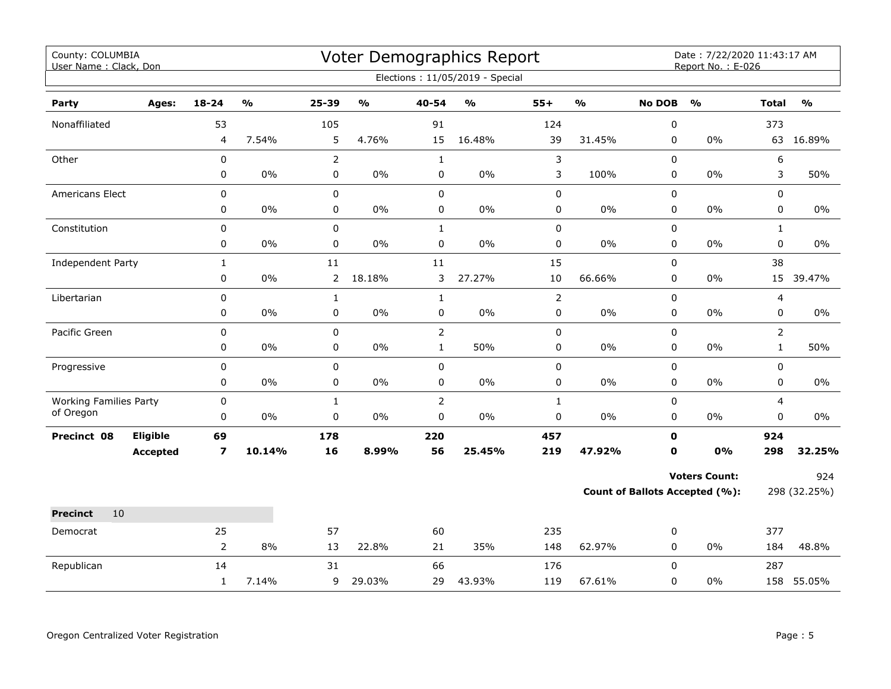County: COLUMBIA
User Name : Clack, Don

# Voter Demographics Report

Date : 7/22/2020 11:43:17 AM
Report No. : E-026

Elections : 11/05/2019 - Special

| Party | Ages: | 18-24 | % | 25-39 | % | 40-54 | % | 55+ | % | No DOB | % | Total | % |
|---|---|---|---|---|---|---|---|---|---|---|---|---|---|
| Nonaffiliated | | 53 | | 105 | | 91 | | 124 | | 0 | | 373 | |
| | | 4 | 7.54% | 5 | 4.76% | 15 | 16.48% | 39 | 31.45% | 0 | 0% | 63 | 16.89% |
| Other | | 0 | | 2 | | 1 | | 3 | | 0 | | 6 | |
| | | 0 | 0% | 0 | 0% | 0 | 0% | 3 | 100% | 0 | 0% | 3 | 50% |
| Americans Elect | | 0 | | 0 | | 0 | | 0 | | 0 | | 0 | |
| | | 0 | 0% | 0 | 0% | 0 | 0% | 0 | 0% | 0 | 0% | 0 | 0% |
| Constitution | | 0 | | 0 | | 1 | | 0 | | 0 | | 1 | |
| | | 0 | 0% | 0 | 0% | 0 | 0% | 0 | 0% | 0 | 0% | 0 | 0% |
| Independent Party | | 1 | | 11 | | 11 | | 15 | | 0 | | 38 | |
| | | 0 | 0% | 2 | 18.18% | 3 | 27.27% | 10 | 66.66% | 0 | 0% | 15 | 39.47% |
| Libertarian | | 0 | | 1 | | 1 | | 2 | | 0 | | 4 | |
| | | 0 | 0% | 0 | 0% | 0 | 0% | 0 | 0% | 0 | 0% | 0 | 0% |
| Pacific Green | | 0 | | 0 | | 2 | | 0 | | 0 | | 2 | |
| | | 0 | 0% | 0 | 0% | 1 | 50% | 0 | 0% | 0 | 0% | 1 | 50% |
| Progressive | | 0 | | 0 | | 0 | | 0 | | 0 | | 0 | |
| | | 0 | 0% | 0 | 0% | 0 | 0% | 0 | 0% | 0 | 0% | 0 | 0% |
| Working Families Party of Oregon | | 0 | | 1 | | 2 | | 1 | | 0 | | 4 | |
| | | 0 | 0% | 0 | 0% | 0 | 0% | 0 | 0% | 0 | 0% | 0 | 0% |
| **Precinct 08** | **Eligible** | **69** | | **178** | | **220** | | **457** | | **0** | | **924** | |
| | **Accepted** | **7** | **10.14%** | **16** | **8.99%** | **56** | **25.45%** | **219** | **47.92%** | **0** | **0%** | **298** | **32.25%** |

**Voters Count:** 924

**Count of Ballots Accepted (%):** 298 (32.25%)

**Precinct** 10

| Party | Ages: | 18-24 | % | 25-39 | % | 40-54 | % | 55+ | % | No DOB | % | Total | % |
|---|---|---|---|---|---|---|---|---|---|---|---|---|---|
| Democrat | | 25 | | 57 | | 60 | | 235 | | 0 | | 377 | |
| | | 2 | 8% | 13 | 22.8% | 21 | 35% | 148 | 62.97% | 0 | 0% | 184 | 48.8% |
| Republican | | 14 | | 31 | | 66 | | 176 | | 0 | | 287 | |
| | | 1 | 7.14% | 9 | 29.03% | 29 | 43.93% | 119 | 67.61% | 0 | 0% | 158 | 55.05% |

Oregon Centralized Voter Registration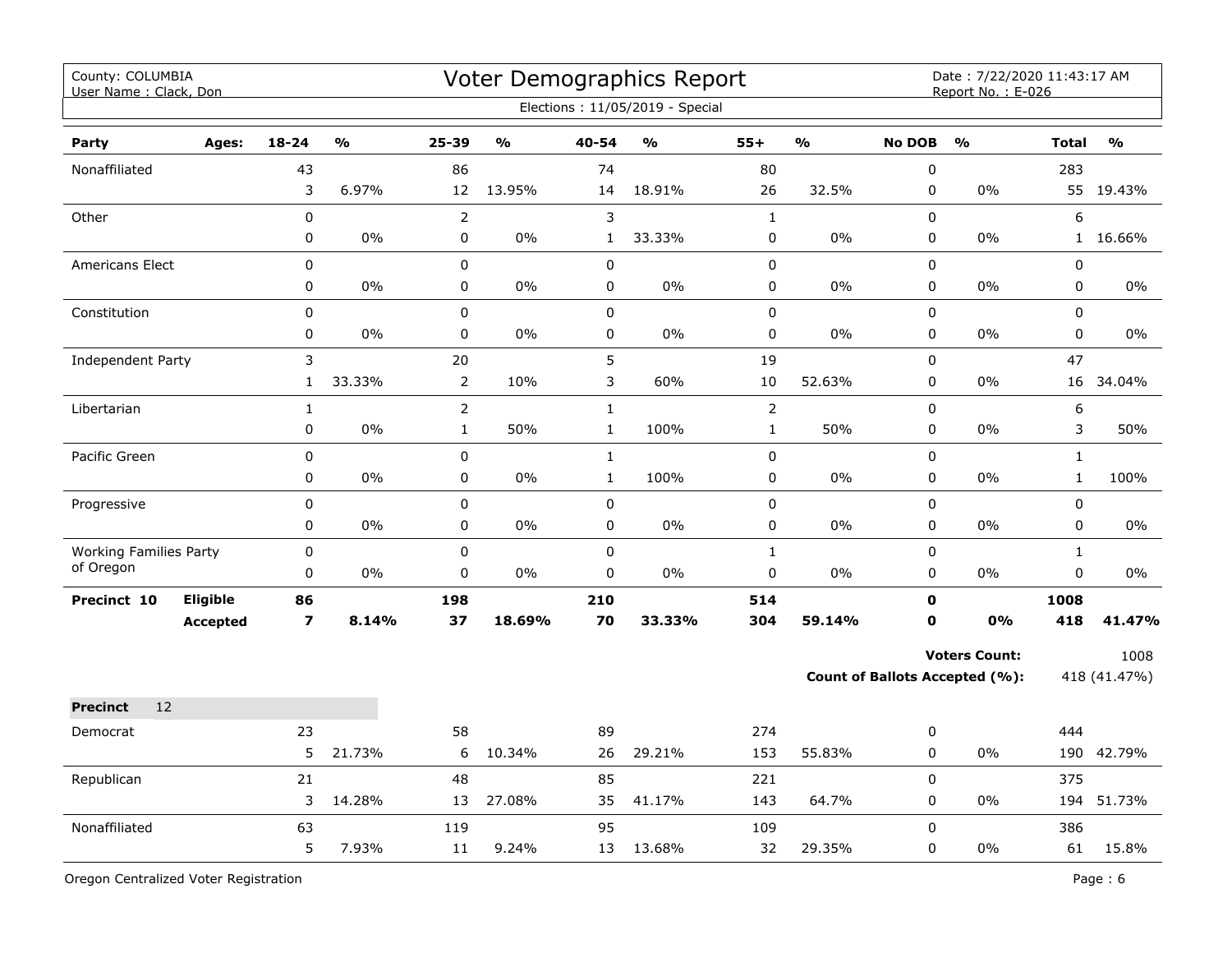County: COLUMBIA
User Name : Clack, Don

# Voter Demographics Report

Date : 7/22/2020 11:43:17 AM
Report No. : E-026

Elections : 11/05/2019 - Special

| Party | Ages: | 18-24 | % | 25-39 | % | 40-54 | % | 55+ | % | No DOB | % | Total | % |
|---|---|---|---|---|---|---|---|---|---|---|---|---|---|
| Nonaffiliated | | 43 | | 86 | | 74 | | 80 | | 0 | | 283 | |
| | | 3 | 6.97% | 12 | 13.95% | 14 | 18.91% | 26 | 32.5% | 0 | 0% | 55 | 19.43% |
| Other | | 0 | | 2 | | 3 | | 1 | | 0 | | 6 | |
| | | 0 | 0% | 0 | 0% | 1 | 33.33% | 0 | 0% | 0 | 0% | 1 | 16.66% |
| Americans Elect | | 0 | | 0 | | 0 | | 0 | | 0 | | 0 | |
| | | 0 | 0% | 0 | 0% | 0 | 0% | 0 | 0% | 0 | 0% | 0 | 0% |
| Constitution | | 0 | | 0 | | 0 | | 0 | | 0 | | 0 | |
| | | 0 | 0% | 0 | 0% | 0 | 0% | 0 | 0% | 0 | 0% | 0 | 0% |
| Independent Party | | 3 | | 20 | | 5 | | 19 | | 0 | | 47 | |
| | | 1 | 33.33% | 2 | 10% | 3 | 60% | 10 | 52.63% | 0 | 0% | 16 | 34.04% |
| Libertarian | | 1 | | 2 | | 1 | | 2 | | 0 | | 6 | |
| | | 0 | 0% | 1 | 50% | 1 | 100% | 1 | 50% | 0 | 0% | 3 | 50% |
| Pacific Green | | 0 | | 0 | | 1 | | 0 | | 0 | | 1 | |
| | | 0 | 0% | 0 | 0% | 1 | 100% | 0 | 0% | 0 | 0% | 1 | 100% |
| Progressive | | 0 | | 0 | | 0 | | 0 | | 0 | | 0 | |
| | | 0 | 0% | 0 | 0% | 0 | 0% | 0 | 0% | 0 | 0% | 0 | 0% |
| Working Families Party of Oregon | | 0 | | 0 | | 0 | | 1 | | 0 | | 1 | |
| | | 0 | 0% | 0 | 0% | 0 | 0% | 0 | 0% | 0 | 0% | 0 | 0% |
| **Precinct 10** | **Eligible** | **86** | | **198** | | **210** | | **514** | | **0** | | **1008** | |
| | **Accepted** | **7** | **8.14%** | **37** | **18.69%** | **70** | **33.33%** | **304** | **59.14%** | **0** | **0%** | **418** | **41.47%** |

**Voters Count:** 1008

**Count of Ballots Accepted (%):** 418 (41.47%)

**Precinct** 12

| Party | Ages: | 18-24 | % | 25-39 | % | 40-54 | % | 55+ | % | No DOB | % | Total | % |
|---|---|---|---|---|---|---|---|---|---|---|---|---|---|
| Democrat | | 23 | | 58 | | 89 | | 274 | | 0 | | 444 | |
| | | 5 | 21.73% | 6 | 10.34% | 26 | 29.21% | 153 | 55.83% | 0 | 0% | 190 | 42.79% |
| Republican | | 21 | | 48 | | 85 | | 221 | | 0 | | 375 | |
| | | 3 | 14.28% | 13 | 27.08% | 35 | 41.17% | 143 | 64.7% | 0 | 0% | 194 | 51.73% |
| Nonaffiliated | | 63 | | 119 | | 95 | | 109 | | 0 | | 386 | |
| | | 5 | 7.93% | 11 | 9.24% | 13 | 13.68% | 32 | 29.35% | 0 | 0% | 61 | 15.8% |

Oregon Centralized Voter Registration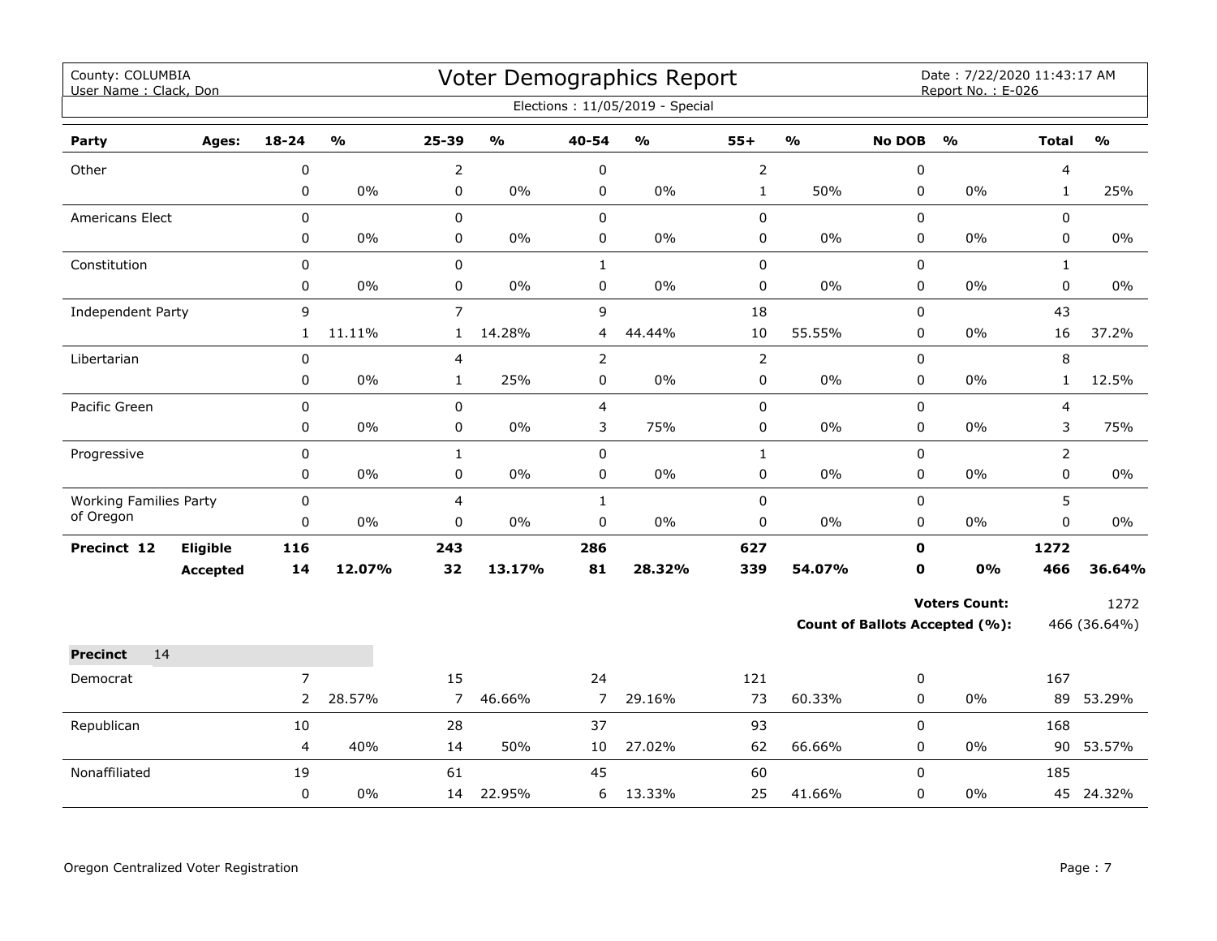County: COLUMBIA
User Name : Clack, Don

# Voter Demographics Report

Date : 7/22/2020 11:43:17 AM
Report No. : E-026

Elections : 11/05/2019 - Special

| Party | Ages: | 18-24 | % | 25-39 | % | 40-54 | % | 55+ | % | No DOB | % | Total | % |
|---|---|---|---|---|---|---|---|---|---|---|---|---|---|
| Other | | 0 | | 2 | | 0 | | 2 | | 0 | | 4 | |
| | | 0 | 0% | 0 | 0% | 0 | 0% | 1 | 50% | 0 | 0% | 1 | 25% |
| Americans Elect | | 0 | | 0 | | 0 | | 0 | | 0 | | 0 | |
| | | 0 | 0% | 0 | 0% | 0 | 0% | 0 | 0% | 0 | 0% | 0 | 0% |
| Constitution | | 0 | | 0 | | 1 | | 0 | | 0 | | 1 | |
| | | 0 | 0% | 0 | 0% | 0 | 0% | 0 | 0% | 0 | 0% | 0 | 0% |
| Independent Party | | 9 | | 7 | | 9 | | 18 | | 0 | | 43 | |
| | | 1 | 11.11% | 1 | 14.28% | 4 | 44.44% | 10 | 55.55% | 0 | 0% | 16 | 37.2% |
| Libertarian | | 0 | | 4 | | 2 | | 2 | | 0 | | 8 | |
| | | 0 | 0% | 1 | 25% | 0 | 0% | 0 | 0% | 0 | 0% | 1 | 12.5% |
| Pacific Green | | 0 | | 0 | | 4 | | 0 | | 0 | | 4 | |
| | | 0 | 0% | 0 | 0% | 3 | 75% | 0 | 0% | 0 | 0% | 3 | 75% |
| Progressive | | 0 | | 1 | | 0 | | 1 | | 0 | | 2 | |
| | | 0 | 0% | 0 | 0% | 0 | 0% | 0 | 0% | 0 | 0% | 0 | 0% |
| Working Families Party of Oregon | | 0 | | 4 | | 1 | | 0 | | 0 | | 5 | |
| | | 0 | 0% | 0 | 0% | 0 | 0% | 0 | 0% | 0 | 0% | 0 | 0% |
| **Precinct 12** | **Eligible** | **116** | | **243** | | **286** | | **627** | | **0** | | **1272** | |
| | **Accepted** | **14** | **12.07%** | **32** | **13.17%** | **81** | **28.32%** | **339** | **54.07%** | **0** | **0%** | **466** | **36.64%** |

**Voters Count:** 1272

**Count of Ballots Accepted (%):** 466 (36.64%)

| **Precinct** 14 | | 18-24 | % | 25-39 | % | 40-54 | % | 55+ | % | No DOB | % | Total | % |
|---|---|---|---|---|---|---|---|---|---|---|---|---|---|
| Democrat | | 7 | | 15 | | 24 | | 121 | | 0 | | 167 | |
| | | 2 | 28.57% | 7 | 46.66% | 7 | 29.16% | 73 | 60.33% | 0 | 0% | 89 | 53.29% |
| Republican | | 10 | | 28 | | 37 | | 93 | | 0 | | 168 | |
| | | 4 | 40% | 14 | 50% | 10 | 27.02% | 62 | 66.66% | 0 | 0% | 90 | 53.57% |
| Nonaffiliated | | 19 | | 61 | | 45 | | 60 | | 0 | | 185 | |
| | | 0 | 0% | 14 | 22.95% | 6 | 13.33% | 25 | 41.66% | 0 | 0% | 45 | 24.32% |

Oregon Centralized Voter Registration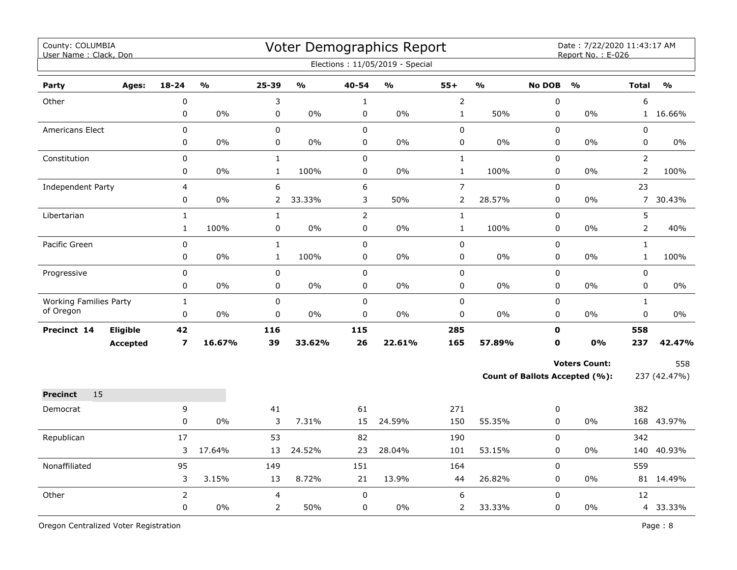County: COLUMBIA
User Name : Clack, Don

# Voter Demographics Report

Date : 7/22/2020 11:43:17 AM
Report No. : E-026

Elections : 11/05/2019 - Special

| Party | Ages: | 18-24 | % | 25-39 | % | 40-54 | % | 55+ | % | No DOB | % | Total | % |
|---|---|---|---|---|---|---|---|---|---|---|---|---|---|
| Other | | 0 | | 3 | | 1 | | 2 | | 0 | | 6 | |
| | | 0 | 0% | 0 | 0% | 0 | 0% | 1 | 50% | 0 | 0% | 1 | 16.66% |
| Americans Elect | | 0 | | 0 | | 0 | | 0 | | 0 | | 0 | |
| | | 0 | 0% | 0 | 0% | 0 | 0% | 0 | 0% | 0 | 0% | 0 | 0% |
| Constitution | | 0 | | 1 | | 0 | | 1 | | 0 | | 2 | |
| | | 0 | 0% | 1 | 100% | 0 | 0% | 1 | 100% | 0 | 0% | 2 | 100% |
| Independent Party | | 4 | | 6 | | 6 | | 7 | | 0 | | 23 | |
| | | 0 | 0% | 2 | 33.33% | 3 | 50% | 2 | 28.57% | 0 | 0% | 7 | 30.43% |
| Libertarian | | 1 | | 1 | | 2 | | 1 | | 0 | | 5 | |
| | | 1 | 100% | 0 | 0% | 0 | 0% | 1 | 100% | 0 | 0% | 2 | 40% |
| Pacific Green | | 0 | | 1 | | 0 | | 0 | | 0 | | 1 | |
| | | 0 | 0% | 1 | 100% | 0 | 0% | 0 | 0% | 0 | 0% | 1 | 100% |
| Progressive | | 0 | | 0 | | 0 | | 0 | | 0 | | 0 | |
| | | 0 | 0% | 0 | 0% | 0 | 0% | 0 | 0% | 0 | 0% | 0 | 0% |
| Working Families Party of Oregon | | 1 | | 0 | | 0 | | 0 | | 0 | | 1 | |
| | | 0 | 0% | 0 | 0% | 0 | 0% | 0 | 0% | 0 | 0% | 0 | 0% |
| **Precinct 14** | **Eligible** | **42** | | **116** | | **115** | | **285** | | **0** | | **558** | |
| | **Accepted** | **7** | **16.67%** | **39** | **33.62%** | **26** | **22.61%** | **165** | **57.89%** | **0** | **0%** | **237** | **42.47%** |

**Voters Count:** 558

**Count of Ballots Accepted (%):** 237 (42.47%)

**Precinct** 15

| Party | 18-24 | % | 25-39 | % | 40-54 | % | 55+ | % | No DOB | % | Total | % |
|---|---|---|---|---|---|---|---|---|---|---|---|---|
| Democrat | 9 | | 41 | | 61 | | 271 | | 0 | | 382 | |
| | 0 | 0% | 3 | 7.31% | 15 | 24.59% | 150 | 55.35% | 0 | 0% | 168 | 43.97% |
| Republican | 17 | | 53 | | 82 | | 190 | | 0 | | 342 | |
| | 3 | 17.64% | 13 | 24.52% | 23 | 28.04% | 101 | 53.15% | 0 | 0% | 140 | 40.93% |
| Nonaffiliated | 95 | | 149 | | 151 | | 164 | | 0 | | 559 | |
| | 3 | 3.15% | 13 | 8.72% | 21 | 13.9% | 44 | 26.82% | 0 | 0% | 81 | 14.49% |
| Other | 2 | | 4 | | 0 | | 6 | | 0 | | 12 | |
| | 0 | 0% | 2 | 50% | 0 | 0% | 2 | 33.33% | 0 | 0% | 4 | 33.33% |

Oregon Centralized Voter Registration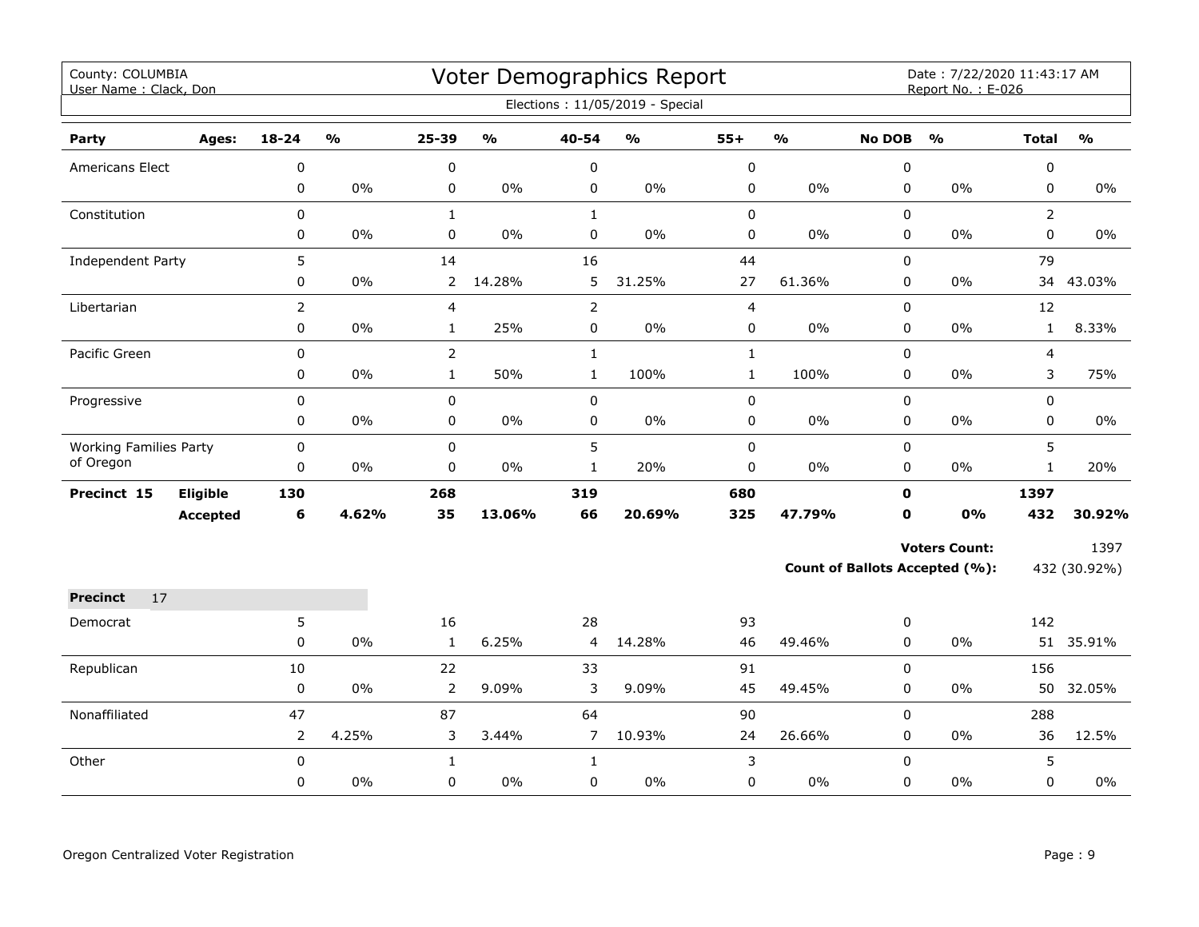County: COLUMBIA
User Name : Clack, Don

# Voter Demographics Report

Date : 7/22/2020 11:43:17 AM
Report No. : E-026

Elections : 11/05/2019 - Special

| Party | Ages: | 18-24 | % | 25-39 | % | 40-54 | % | 55+ | % | No DOB | % | Total | % |
|---|---|---|---|---|---|---|---|---|---|---|---|---|---|
| Americans Elect | | 0 | | 0 | | 0 | | 0 | | 0 | | 0 | |
| | | 0 | 0% | 0 | 0% | 0 | 0% | 0 | 0% | 0 | 0% | 0 | 0% |
| Constitution | | 0 | | 1 | | 1 | | 0 | | 0 | | 2 | |
| | | 0 | 0% | 0 | 0% | 0 | 0% | 0 | 0% | 0 | 0% | 0 | 0% |
| Independent Party | | 5 | | 14 | | 16 | | 44 | | 0 | | 79 | |
| | | 0 | 0% | 2 | 14.28% | 5 | 31.25% | 27 | 61.36% | 0 | 0% | 34 | 43.03% |
| Libertarian | | 2 | | 4 | | 2 | | 4 | | 0 | | 12 | |
| | | 0 | 0% | 1 | 25% | 0 | 0% | 0 | 0% | 0 | 0% | 1 | 8.33% |
| Pacific Green | | 0 | | 2 | | 1 | | 1 | | 0 | | 4 | |
| | | 0 | 0% | 1 | 50% | 1 | 100% | 1 | 100% | 0 | 0% | 3 | 75% |
| Progressive | | 0 | | 0 | | 0 | | 0 | | 0 | | 0 | |
| | | 0 | 0% | 0 | 0% | 0 | 0% | 0 | 0% | 0 | 0% | 0 | 0% |
| Working Families Party of Oregon | | 0 | | 0 | | 5 | | 0 | | 0 | | 5 | |
| | | 0 | 0% | 0 | 0% | 1 | 20% | 0 | 0% | 0 | 0% | 1 | 20% |
| **Precinct 15** | **Eligible** | **130** | | **268** | | **319** | | **680** | | **0** | | **1397** | |
| | **Accepted** | **6** | **4.62%** | **35** | **13.06%** | **66** | **20.69%** | **325** | **47.79%** | **0** | **0%** | **432** | **30.92%** |

**Voters Count:** 1397

**Count of Ballots Accepted (%):** 432 (30.92%)

**Precinct** 17

| Party | 18-24 | % | 25-39 | % | 40-54 | % | 55+ | % | No DOB | % | Total | % |
|---|---|---|---|---|---|---|---|---|---|---|---|---|
| Democrat | 5 | | 16 | | 28 | | 93 | | 0 | | 142 | |
| | 0 | 0% | 1 | 6.25% | 4 | 14.28% | 46 | 49.46% | 0 | 0% | 51 | 35.91% |
| Republican | 10 | | 22 | | 33 | | 91 | | 0 | | 156 | |
| | 0 | 0% | 2 | 9.09% | 3 | 9.09% | 45 | 49.45% | 0 | 0% | 50 | 32.05% |
| Nonaffiliated | 47 | | 87 | | 64 | | 90 | | 0 | | 288 | |
| | 2 | 4.25% | 3 | 3.44% | 7 | 10.93% | 24 | 26.66% | 0 | 0% | 36 | 12.5% |
| Other | 0 | | 1 | | 1 | | 3 | | 0 | | 5 | |
| | 0 | 0% | 0 | 0% | 0 | 0% | 0 | 0% | 0 | 0% | 0 | 0% |

Oregon Centralized Voter Registration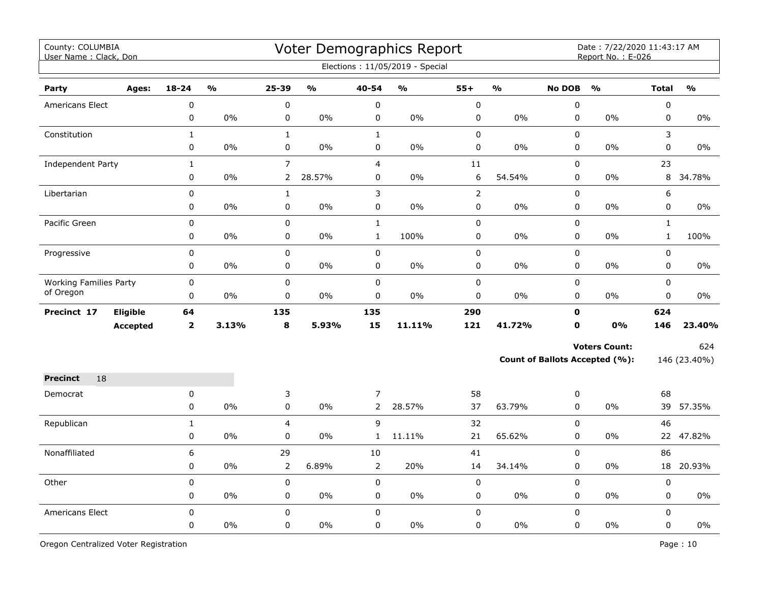County: COLUMBIA
User Name : Clack, Don

# Voter Demographics Report

Date : 7/22/2020 11:43:17 AM
Report No. : E-026

Elections : 11/05/2019 - Special

| Party | Ages: | 18-24 | % | 25-39 | % | 40-54 | % | 55+ | % | No DOB | % | Total | % |
|---|---|---|---|---|---|---|---|---|---|---|---|---|---|
| Americans Elect | | 0 | | 0 | | 0 | | 0 | | 0 | | 0 | |
| | | 0 | 0% | 0 | 0% | 0 | 0% | 0 | 0% | 0 | 0% | 0 | 0% |
| Constitution | | 1 | | 1 | | 1 | | 0 | | 0 | | 3 | |
| | | 0 | 0% | 0 | 0% | 0 | 0% | 0 | 0% | 0 | 0% | 0 | 0% |
| Independent Party | | 1 | | 7 | | 4 | | 11 | | 0 | | 23 | |
| | | 0 | 0% | 2 | 28.57% | 0 | 0% | 6 | 54.54% | 0 | 0% | 8 | 34.78% |
| Libertarian | | 0 | | 1 | | 3 | | 2 | | 0 | | 6 | |
| | | 0 | 0% | 0 | 0% | 0 | 0% | 0 | 0% | 0 | 0% | 0 | 0% |
| Pacific Green | | 0 | | 0 | | 1 | | 0 | | 0 | | 1 | |
| | | 0 | 0% | 0 | 0% | 1 | 100% | 0 | 0% | 0 | 0% | 1 | 100% |
| Progressive | | 0 | | 0 | | 0 | | 0 | | 0 | | 0 | |
| | | 0 | 0% | 0 | 0% | 0 | 0% | 0 | 0% | 0 | 0% | 0 | 0% |
| Working Families Party of Oregon | | 0 | | 0 | | 0 | | 0 | | 0 | | 0 | |
| | | 0 | 0% | 0 | 0% | 0 | 0% | 0 | 0% | 0 | 0% | 0 | 0% |
| **Precinct 17** | **Eligible** | **64** | | **135** | | **135** | | **290** | | **0** | | **624** | |
| | **Accepted** | **2** | **3.13%** | **8** | **5.93%** | **15** | **11.11%** | **121** | **41.72%** | **0** | **0%** | **146** | **23.40%** |

**Voters Count:** 624

**Count of Ballots Accepted (%):** 146 (23.40%)

**Precinct** 18

| Party | Ages: | 18-24 | % | 25-39 | % | 40-54 | % | 55+ | % | No DOB | % | Total | % |
|---|---|---|---|---|---|---|---|---|---|---|---|---|---|
| Democrat | | 0 | | 3 | | 7 | | 58 | | 0 | | 68 | |
| | | 0 | 0% | 0 | 0% | 2 | 28.57% | 37 | 63.79% | 0 | 0% | 39 | 57.35% |
| Republican | | 1 | | 4 | | 9 | | 32 | | 0 | | 46 | |
| | | 0 | 0% | 0 | 0% | 1 | 11.11% | 21 | 65.62% | 0 | 0% | 22 | 47.82% |
| Nonaffiliated | | 6 | | 29 | | 10 | | 41 | | 0 | | 86 | |
| | | 0 | 0% | 2 | 6.89% | 2 | 20% | 14 | 34.14% | 0 | 0% | 18 | 20.93% |
| Other | | 0 | | 0 | | 0 | | 0 | | 0 | | 0 | |
| | | 0 | 0% | 0 | 0% | 0 | 0% | 0 | 0% | 0 | 0% | 0 | 0% |
| Americans Elect | | 0 | | 0 | | 0 | | 0 | | 0 | | 0 | |
| | | 0 | 0% | 0 | 0% | 0 | 0% | 0 | 0% | 0 | 0% | 0 | 0% |

Oregon Centralized Voter Registration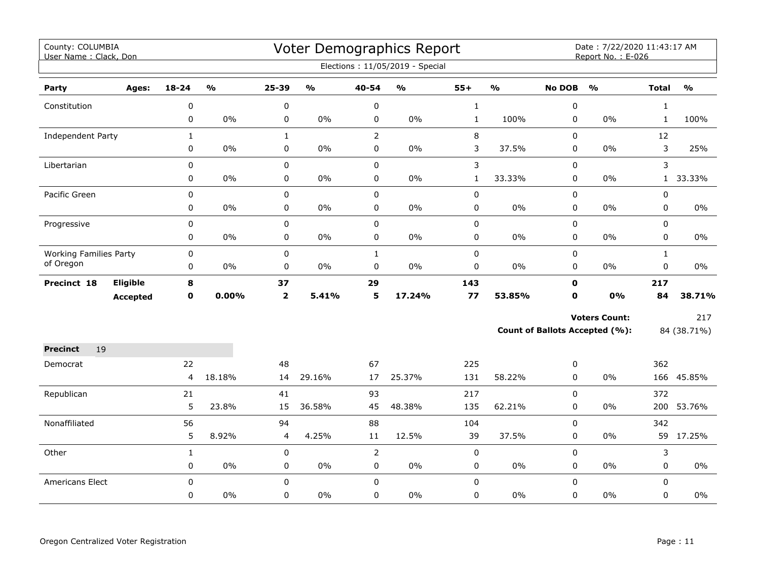County: COLUMBIA
User Name : Clack, Don

# Voter Demographics Report

Date : 7/22/2020 11:43:17 AM
Report No. : E-026

Elections : 11/05/2019 - Special

| Party | Ages: | 18-24 | % | 25-39 | % | 40-54 | % | 55+ | % | No DOB | % | Total | % |
|---|---|---|---|---|---|---|---|---|---|---|---|---|---|
| Constitution | | 0 | | 0 | | 0 | | 1 | | 0 | | 1 | |
| | | 0 | 0% | 0 | 0% | 0 | 0% | 1 | 100% | 0 | 0% | 1 | 100% |
| Independent Party | | 1 | | 1 | | 2 | | 8 | | 0 | | 12 | |
| | | 0 | 0% | 0 | 0% | 0 | 0% | 3 | 37.5% | 0 | 0% | 3 | 25% |
| Libertarian | | 0 | | 0 | | 0 | | 3 | | 0 | | 3 | |
| | | 0 | 0% | 0 | 0% | 0 | 0% | 1 | 33.33% | 0 | 0% | 1 | 33.33% |
| Pacific Green | | 0 | | 0 | | 0 | | 0 | | 0 | | 0 | |
| | | 0 | 0% | 0 | 0% | 0 | 0% | 0 | 0% | 0 | 0% | 0 | 0% |
| Progressive | | 0 | | 0 | | 0 | | 0 | | 0 | | 0 | |
| | | 0 | 0% | 0 | 0% | 0 | 0% | 0 | 0% | 0 | 0% | 0 | 0% |
| Working Families Party of Oregon | | 0 | | 0 | | 1 | | 0 | | 0 | | 1 | |
| | | 0 | 0% | 0 | 0% | 0 | 0% | 0 | 0% | 0 | 0% | 0 | 0% |
| **Precinct 18** | **Eligible** | **8** | | **37** | | **29** | | **143** | | **0** | | **217** | |
| | **Accepted** | **0** | **0.00%** | **2** | **5.41%** | **5** | **17.24%** | **77** | **53.85%** | **0** | **0%** | **84** | **38.71%** |

**Voters Count:** 217

**Count of Ballots Accepted (%):** 84 (38.71%)

| **Precinct** 19 | | 18-24 | % | 25-39 | % | 40-54 | % | 55+ | % | No DOB | % | Total | % |
|---|---|---|---|---|---|---|---|---|---|---|---|---|---|
| Democrat | | 22 | | 48 | | 67 | | 225 | | 0 | | 362 | |
| | | 4 | 18.18% | 14 | 29.16% | 17 | 25.37% | 131 | 58.22% | 0 | 0% | 166 | 45.85% |
| Republican | | 21 | | 41 | | 93 | | 217 | | 0 | | 372 | |
| | | 5 | 23.8% | 15 | 36.58% | 45 | 48.38% | 135 | 62.21% | 0 | 0% | 200 | 53.76% |
| Nonaffiliated | | 56 | | 94 | | 88 | | 104 | | 0 | | 342 | |
| | | 5 | 8.92% | 4 | 4.25% | 11 | 12.5% | 39 | 37.5% | 0 | 0% | 59 | 17.25% |
| Other | | 1 | | 0 | | 2 | | 0 | | 0 | | 3 | |
| | | 0 | 0% | 0 | 0% | 0 | 0% | 0 | 0% | 0 | 0% | 0 | 0% |
| Americans Elect | | 0 | | 0 | | 0 | | 0 | | 0 | | 0 | |
| | | 0 | 0% | 0 | 0% | 0 | 0% | 0 | 0% | 0 | 0% | 0 | 0% |

Oregon Centralized Voter Registration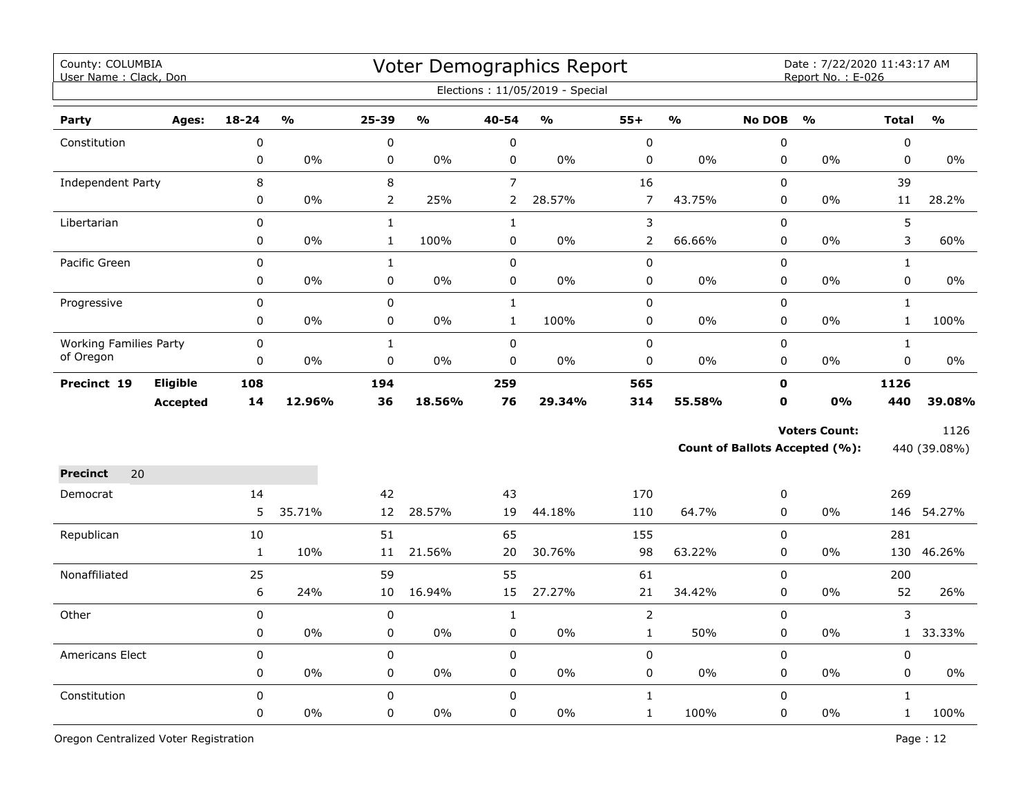County: COLUMBIA
User Name : Clack, Don

# Voter Demographics Report

Date : 7/22/2020 11:43:17 AM
Report No. : E-026

Elections : 11/05/2019 - Special

| Party | Ages: | 18-24 | % | 25-39 | % | 40-54 | % | 55+ | % | No DOB | % | Total | % |
|---|---|---|---|---|---|---|---|---|---|---|---|---|---|
| Constitution | | 0 | | 0 | | 0 | | 0 | | 0 | | 0 | |
| | | 0 | 0% | 0 | 0% | 0 | 0% | 0 | 0% | 0 | 0% | 0 | 0% |
| Independent Party | | 8 | | 8 | | 7 | | 16 | | 0 | | 39 | |
| | | 0 | 0% | 2 | 25% | 2 | 28.57% | 7 | 43.75% | 0 | 0% | 11 | 28.2% |
| Libertarian | | 0 | | 1 | | 1 | | 3 | | 0 | | 5 | |
| | | 0 | 0% | 1 | 100% | 0 | 0% | 2 | 66.66% | 0 | 0% | 3 | 60% |
| Pacific Green | | 0 | | 1 | | 0 | | 0 | | 0 | | 1 | |
| | | 0 | 0% | 0 | 0% | 0 | 0% | 0 | 0% | 0 | 0% | 0 | 0% |
| Progressive | | 0 | | 0 | | 1 | | 0 | | 0 | | 1 | |
| | | 0 | 0% | 0 | 0% | 1 | 100% | 0 | 0% | 0 | 0% | 1 | 100% |
| Working Families Party of Oregon | | 0 | | 1 | | 0 | | 0 | | 0 | | 1 | |
| | | 0 | 0% | 0 | 0% | 0 | 0% | 0 | 0% | 0 | 0% | 0 | 0% |
| **Precinct 19** | **Eligible** | **108** | | **194** | | **259** | | **565** | | **0** | | **1126** | |
| | **Accepted** | **14** | **12.96%** | **36** | **18.56%** | **76** | **29.34%** | **314** | **55.58%** | **0** | **0%** | **440** | **39.08%** |

**Voters Count:** 1126

**Count of Ballots Accepted (%):** 440 (39.08%)

**Precinct** 20

| Party | Ages: | 18-24 | % | 25-39 | % | 40-54 | % | 55+ | % | No DOB | % | Total | % |
|---|---|---|---|---|---|---|---|---|---|---|---|---|---|
| Democrat | | 14 | | 42 | | 43 | | 170 | | 0 | | 269 | |
| | | 5 | 35.71% | 12 | 28.57% | 19 | 44.18% | 110 | 64.7% | 0 | 0% | 146 | 54.27% |
| Republican | | 10 | | 51 | | 65 | | 155 | | 0 | | 281 | |
| | | 1 | 10% | 11 | 21.56% | 20 | 30.76% | 98 | 63.22% | 0 | 0% | 130 | 46.26% |
| Nonaffiliated | | 25 | | 59 | | 55 | | 61 | | 0 | | 200 | |
| | | 6 | 24% | 10 | 16.94% | 15 | 27.27% | 21 | 34.42% | 0 | 0% | 52 | 26% |
| Other | | 0 | | 0 | | 1 | | 2 | | 0 | | 3 | |
| | | 0 | 0% | 0 | 0% | 0 | 0% | 1 | 50% | 0 | 0% | 1 | 33.33% |
| Americans Elect | | 0 | | 0 | | 0 | | 0 | | 0 | | 0 | |
| | | 0 | 0% | 0 | 0% | 0 | 0% | 0 | 0% | 0 | 0% | 0 | 0% |
| Constitution | | 0 | | 0 | | 0 | | 1 | | 0 | | 1 | |
| | | 0 | 0% | 0 | 0% | 0 | 0% | 1 | 100% | 0 | 0% | 1 | 100% |

Oregon Centralized Voter Registration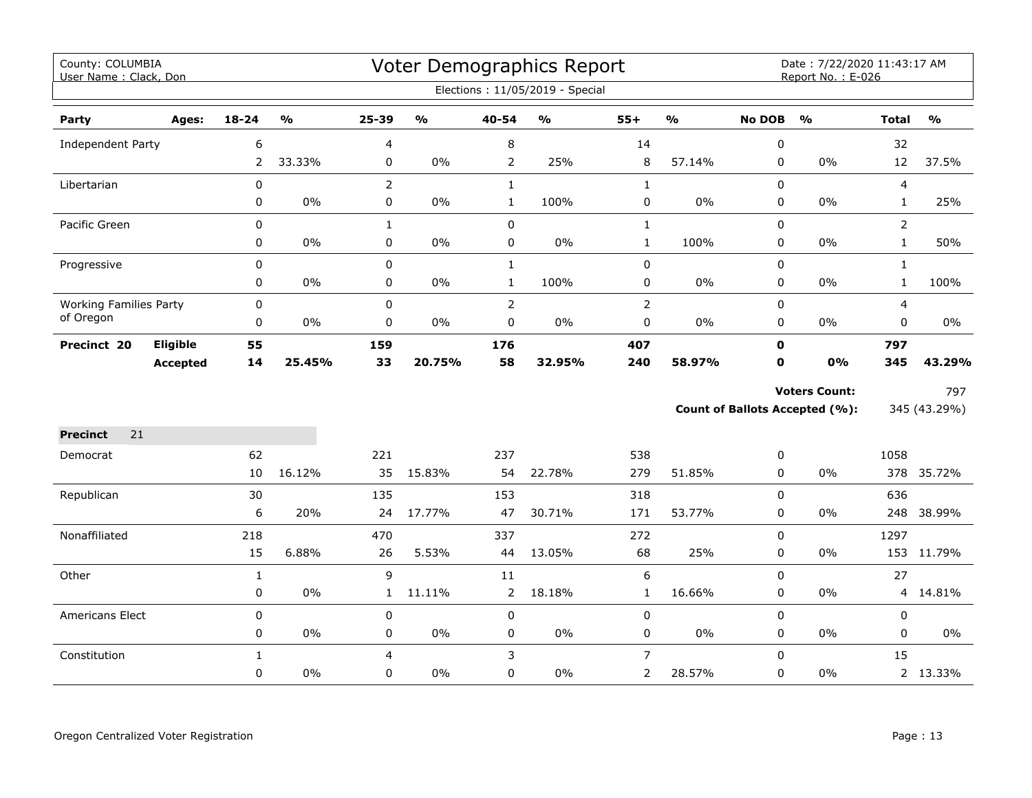County: COLUMBIA
User Name : Clack, Don

# Voter Demographics Report

Date : 7/22/2020 11:43:17 AM
Report No. : E-026

Elections : 11/05/2019 - Special

| Party | Ages: | 18-24 | % | 25-39 | % | 40-54 | % | 55+ | % | No DOB | % | Total | % |
|---|---|---|---|---|---|---|---|---|---|---|---|---|---|
| Independent Party | | 6 | | 4 | | 8 | | 14 | | 0 | | 32 | |
| | | 2 | 33.33% | 0 | 0% | 2 | 25% | 8 | 57.14% | 0 | 0% | 12 | 37.5% |
| Libertarian | | 0 | | 2 | | 1 | | 1 | | 0 | | 4 | |
| | | 0 | 0% | 0 | 0% | 1 | 100% | 0 | 0% | 0 | 0% | 1 | 25% |
| Pacific Green | | 0 | | 1 | | 0 | | 1 | | 0 | | 2 | |
| | | 0 | 0% | 0 | 0% | 0 | 0% | 1 | 100% | 0 | 0% | 1 | 50% |
| Progressive | | 0 | | 0 | | 1 | | 0 | | 0 | | 1 | |
| | | 0 | 0% | 0 | 0% | 1 | 100% | 0 | 0% | 0 | 0% | 1 | 100% |
| Working Families Party of Oregon | | 0 | | 0 | | 2 | | 2 | | 0 | | 4 | |
| | | 0 | 0% | 0 | 0% | 0 | 0% | 0 | 0% | 0 | 0% | 0 | 0% |
| **Precinct 20** | **Eligible** | **55** | | **159** | | **176** | | **407** | | **0** | | **797** | |
| | **Accepted** | **14** | **25.45%** | **33** | **20.75%** | **58** | **32.95%** | **240** | **58.97%** | **0** | **0%** | **345** | **43.29%** |

**Voters Count:** 797

**Count of Ballots Accepted (%):** 345 (43.29%)

**Precinct** 21

| Party | Ages: | 18-24 | % | 25-39 | % | 40-54 | % | 55+ | % | No DOB | % | Total | % |
|---|---|---|---|---|---|---|---|---|---|---|---|---|---|
| Democrat | | 62 | | 221 | | 237 | | 538 | | 0 | | 1058 | |
| | | 10 | 16.12% | 35 | 15.83% | 54 | 22.78% | 279 | 51.85% | 0 | 0% | 378 | 35.72% |
| Republican | | 30 | | 135 | | 153 | | 318 | | 0 | | 636 | |
| | | 6 | 20% | 24 | 17.77% | 47 | 30.71% | 171 | 53.77% | 0 | 0% | 248 | 38.99% |
| Nonaffiliated | | 218 | | 470 | | 337 | | 272 | | 0 | | 1297 | |
| | | 15 | 6.88% | 26 | 5.53% | 44 | 13.05% | 68 | 25% | 0 | 0% | 153 | 11.79% |
| Other | | 1 | | 9 | | 11 | | 6 | | 0 | | 27 | |
| | | 0 | 0% | 1 | 11.11% | 2 | 18.18% | 1 | 16.66% | 0 | 0% | 4 | 14.81% |
| Americans Elect | | 0 | | 0 | | 0 | | 0 | | 0 | | 0 | |
| | | 0 | 0% | 0 | 0% | 0 | 0% | 0 | 0% | 0 | 0% | 0 | 0% |
| Constitution | | 1 | | 4 | | 3 | | 7 | | 0 | | 15 | |
| | | 0 | 0% | 0 | 0% | 0 | 0% | 2 | 28.57% | 0 | 0% | 2 | 13.33% |

Oregon Centralized Voter Registration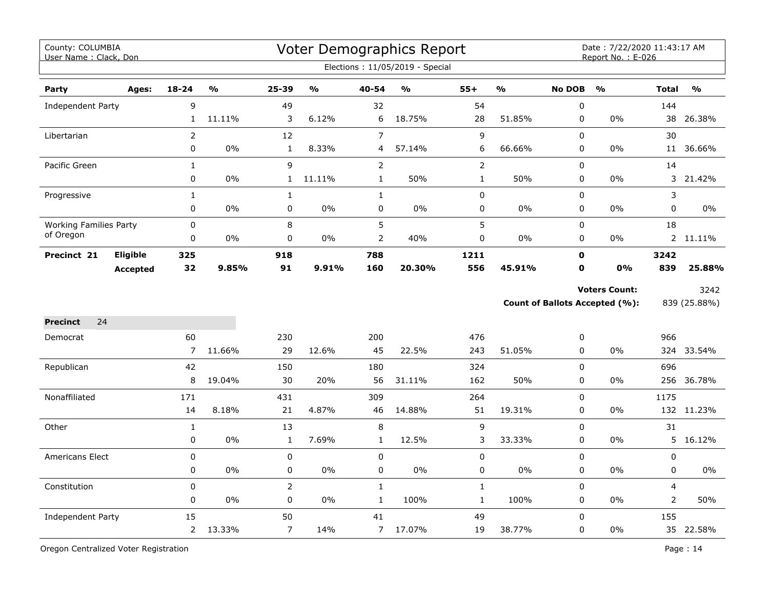County: COLUMBIA
User Name : Clack, Don

# Voter Demographics Report

Date : 7/22/2020 11:43:17 AM
Report No. : E-026

Elections : 11/05/2019 - Special

| Party | Ages: | 18-24 | % | 25-39 | % | 40-54 | % | 55+ | % | No DOB | % | Total | % |
|---|---|---|---|---|---|---|---|---|---|---|---|---|---|
| Independent Party | | 9 | | 49 | | 32 | | 54 | | 0 | | 144 | |
| | | 1 | 11.11% | 3 | 6.12% | 6 | 18.75% | 28 | 51.85% | 0 | 0% | 38 | 26.38% |
| Libertarian | | 2 | | 12 | | 7 | | 9 | | 0 | | 30 | |
| | | 0 | 0% | 1 | 8.33% | 4 | 57.14% | 6 | 66.66% | 0 | 0% | 11 | 36.66% |
| Pacific Green | | 1 | | 9 | | 2 | | 2 | | 0 | | 14 | |
| | | 0 | 0% | 1 | 11.11% | 1 | 50% | 1 | 50% | 0 | 0% | 3 | 21.42% |
| Progressive | | 1 | | 1 | | 1 | | 0 | | 0 | | 3 | |
| | | 0 | 0% | 0 | 0% | 0 | 0% | 0 | 0% | 0 | 0% | 0 | 0% |
| Working Families Party of Oregon | | 0 | | 8 | | 5 | | 5 | | 0 | | 18 | |
| | | 0 | 0% | 0 | 0% | 2 | 40% | 0 | 0% | 0 | 0% | 2 | 11.11% |
| **Precinct 21** | **Eligible** | **325** | | **918** | | **788** | | **1211** | | **0** | | **3242** | |
| | **Accepted** | **32** | **9.85%** | **91** | **9.91%** | **160** | **20.30%** | **556** | **45.91%** | **0** | **0%** | **839** | **25.88%** |

**Voters Count:** 3242

**Count of Ballots Accepted (%):** 839 (25.88%)

**Precinct** 24

| Party | | 18-24 | % | 25-39 | % | 40-54 | % | 55+ | % | No DOB | % | Total | % |
|---|---|---|---|---|---|---|---|---|---|---|---|---|---|
| Democrat | | 60 | | 230 | | 200 | | 476 | | 0 | | 966 | |
| | | 7 | 11.66% | 29 | 12.6% | 45 | 22.5% | 243 | 51.05% | 0 | 0% | 324 | 33.54% |
| Republican | | 42 | | 150 | | 180 | | 324 | | 0 | | 696 | |
| | | 8 | 19.04% | 30 | 20% | 56 | 31.11% | 162 | 50% | 0 | 0% | 256 | 36.78% |
| Nonaffiliated | | 171 | | 431 | | 309 | | 264 | | 0 | | 1175 | |
| | | 14 | 8.18% | 21 | 4.87% | 46 | 14.88% | 51 | 19.31% | 0 | 0% | 132 | 11.23% |
| Other | | 1 | | 13 | | 8 | | 9 | | 0 | | 31 | |
| | | 0 | 0% | 1 | 7.69% | 1 | 12.5% | 3 | 33.33% | 0 | 0% | 5 | 16.12% |
| Americans Elect | | 0 | | 0 | | 0 | | 0 | | 0 | | 0 | |
| | | 0 | 0% | 0 | 0% | 0 | 0% | 0 | 0% | 0 | 0% | 0 | 0% |
| Constitution | | 0 | | 2 | | 1 | | 1 | | 0 | | 4 | |
| | | 0 | 0% | 0 | 0% | 1 | 100% | 1 | 100% | 0 | 0% | 2 | 50% |
| Independent Party | | 15 | | 50 | | 41 | | 49 | | 0 | | 155 | |
| | | 2 | 13.33% | 7 | 14% | 7 | 17.07% | 19 | 38.77% | 0 | 0% | 35 | 22.58% |

Oregon Centralized Voter Registration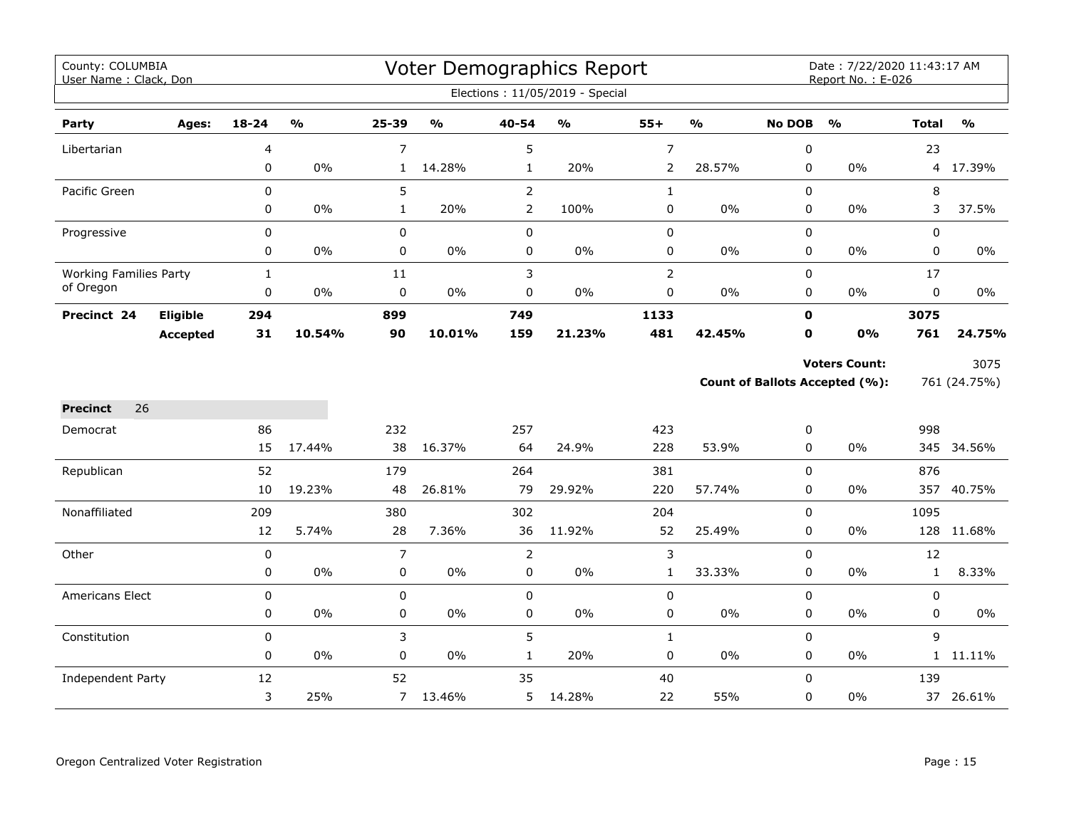County: COLUMBIA
User Name : Clack, Don

# Voter Demographics Report

Date : 7/22/2020 11:43:17 AM
Report No. : E-026

Elections : 11/05/2019 - Special

| Party | Ages: | 18-24 | % | 25-39 | % | 40-54 | % | 55+ | % | No DOB | % | Total | % |
|---|---|---|---|---|---|---|---|---|---|---|---|---|---|
| Libertarian | | 4 | | 7 | | 5 | | 7 | | 0 | | 23 | |
| | | 0 | 0% | 1 | 14.28% | 1 | 20% | 2 | 28.57% | 0 | 0% | 4 | 17.39% |
| Pacific Green | | 0 | | 5 | | 2 | | 1 | | 0 | | 8 | |
| | | 0 | 0% | 1 | 20% | 2 | 100% | 0 | 0% | 0 | 0% | 3 | 37.5% |
| Progressive | | 0 | | 0 | | 0 | | 0 | | 0 | | 0 | |
| | | 0 | 0% | 0 | 0% | 0 | 0% | 0 | 0% | 0 | 0% | 0 | 0% |
| Working Families Party of Oregon | | 1 | | 11 | | 3 | | 2 | | 0 | | 17 | |
| | | 0 | 0% | 0 | 0% | 0 | 0% | 0 | 0% | 0 | 0% | 0 | 0% |
| **Precinct 24** | **Eligible** | **294** | | **899** | | **749** | | **1133** | | **0** | | **3075** | |
| | **Accepted** | **31** | **10.54%** | **90** | **10.01%** | **159** | **21.23%** | **481** | **42.45%** | **0** | **0%** | **761** | **24.75%** |

**Voters Count:** 3075

**Count of Ballots Accepted (%):** 761 (24.75%)

**Precinct** 26

| Party | Ages: | 18-24 | % | 25-39 | % | 40-54 | % | 55+ | % | No DOB | % | Total | % |
|---|---|---|---|---|---|---|---|---|---|---|---|---|---|
| Democrat | | 86 | | 232 | | 257 | | 423 | | 0 | | 998 | |
| | | 15 | 17.44% | 38 | 16.37% | 64 | 24.9% | 228 | 53.9% | 0 | 0% | 345 | 34.56% |
| Republican | | 52 | | 179 | | 264 | | 381 | | 0 | | 876 | |
| | | 10 | 19.23% | 48 | 26.81% | 79 | 29.92% | 220 | 57.74% | 0 | 0% | 357 | 40.75% |
| Nonaffiliated | | 209 | | 380 | | 302 | | 204 | | 0 | | 1095 | |
| | | 12 | 5.74% | 28 | 7.36% | 36 | 11.92% | 52 | 25.49% | 0 | 0% | 128 | 11.68% |
| Other | | 0 | | 7 | | 2 | | 3 | | 0 | | 12 | |
| | | 0 | 0% | 0 | 0% | 0 | 0% | 1 | 33.33% | 0 | 0% | 1 | 8.33% |
| Americans Elect | | 0 | | 0 | | 0 | | 0 | | 0 | | 0 | |
| | | 0 | 0% | 0 | 0% | 0 | 0% | 0 | 0% | 0 | 0% | 0 | 0% |
| Constitution | | 0 | | 3 | | 5 | | 1 | | 0 | | 9 | |
| | | 0 | 0% | 0 | 0% | 1 | 20% | 0 | 0% | 0 | 0% | 1 | 11.11% |
| Independent Party | | 12 | | 52 | | 35 | | 40 | | 0 | | 139 | |
| | | 3 | 25% | 7 | 13.46% | 5 | 14.28% | 22 | 55% | 0 | 0% | 37 | 26.61% |

Oregon Centralized Voter Registration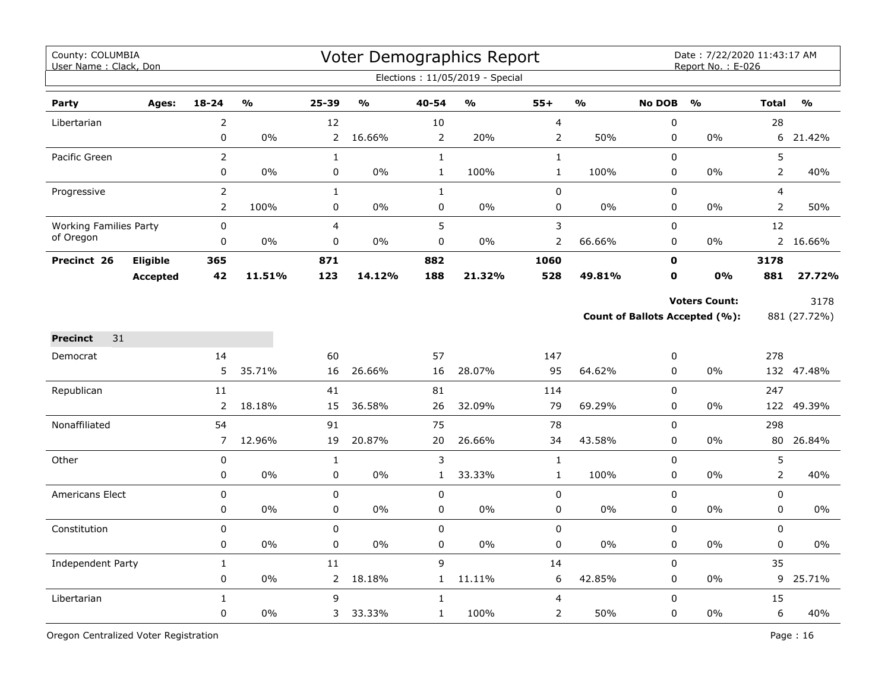County: COLUMBIA
User Name : Clack, Don

# Voter Demographics Report

Date : 7/22/2020 11:43:17 AM
Report No. : E-026

Elections : 11/05/2019 - Special

| Party | Ages: | 18-24 | % | 25-39 | % | 40-54 | % | 55+ | % | No DOB | % | Total | % |
|---|---|---|---|---|---|---|---|---|---|---|---|---|---|
| Libertarian | | 2 | | 12 | | 10 | | 4 | | 0 | | 28 | |
| | | 0 | 0% | 2 | 16.66% | 2 | 20% | 2 | 50% | 0 | 0% | 6 | 21.42% |
| Pacific Green | | 2 | | 1 | | 1 | | 1 | | 0 | | 5 | |
| | | 0 | 0% | 0 | 0% | 1 | 100% | 1 | 100% | 0 | 0% | 2 | 40% |
| Progressive | | 2 | | 1 | | 1 | | 0 | | 0 | | 4 | |
| | | 2 | 100% | 0 | 0% | 0 | 0% | 0 | 0% | 0 | 0% | 2 | 50% |
| Working Families Party of Oregon | | 0 | | 4 | | 5 | | 3 | | 0 | | 12 | |
| | | 0 | 0% | 0 | 0% | 0 | 0% | 2 | 66.66% | 0 | 0% | 2 | 16.66% |
| **Precinct 26** | **Eligible** | **365** | | **871** | | **882** | | **1060** | | **0** | | **3178** | |
| | **Accepted** | **42** | **11.51%** | **123** | **14.12%** | **188** | **21.32%** | **528** | **49.81%** | **0** | **0%** | **881** | **27.72%** |

**Voters Count:** 3178

**Count of Ballots Accepted (%):** 881 (27.72%)

**Precinct** 31

| Party | Ages: | 18-24 | % | 25-39 | % | 40-54 | % | 55+ | % | No DOB | % | Total | % |
|---|---|---|---|---|---|---|---|---|---|---|---|---|---|
| Democrat | | 14 | | 60 | | 57 | | 147 | | 0 | | 278 | |
| | | 5 | 35.71% | 16 | 26.66% | 16 | 28.07% | 95 | 64.62% | 0 | 0% | 132 | 47.48% |
| Republican | | 11 | | 41 | | 81 | | 114 | | 0 | | 247 | |
| | | 2 | 18.18% | 15 | 36.58% | 26 | 32.09% | 79 | 69.29% | 0 | 0% | 122 | 49.39% |
| Nonaffiliated | | 54 | | 91 | | 75 | | 78 | | 0 | | 298 | |
| | | 7 | 12.96% | 19 | 20.87% | 20 | 26.66% | 34 | 43.58% | 0 | 0% | 80 | 26.84% |
| Other | | 0 | | 1 | | 3 | | 1 | | 0 | | 5 | |
| | | 0 | 0% | 0 | 0% | 1 | 33.33% | 1 | 100% | 0 | 0% | 2 | 40% |
| Americans Elect | | 0 | | 0 | | 0 | | 0 | | 0 | | 0 | |
| | | 0 | 0% | 0 | 0% | 0 | 0% | 0 | 0% | 0 | 0% | 0 | 0% |
| Constitution | | 0 | | 0 | | 0 | | 0 | | 0 | | 0 | |
| | | 0 | 0% | 0 | 0% | 0 | 0% | 0 | 0% | 0 | 0% | 0 | 0% |
| Independent Party | | 1 | | 11 | | 9 | | 14 | | 0 | | 35 | |
| | | 0 | 0% | 2 | 18.18% | 1 | 11.11% | 6 | 42.85% | 0 | 0% | 9 | 25.71% |
| Libertarian | | 1 | | 9 | | 1 | | 4 | | 0 | | 15 | |
| | | 0 | 0% | 3 | 33.33% | 1 | 100% | 2 | 50% | 0 | 0% | 6 | 40% |

Oregon Centralized Voter Registration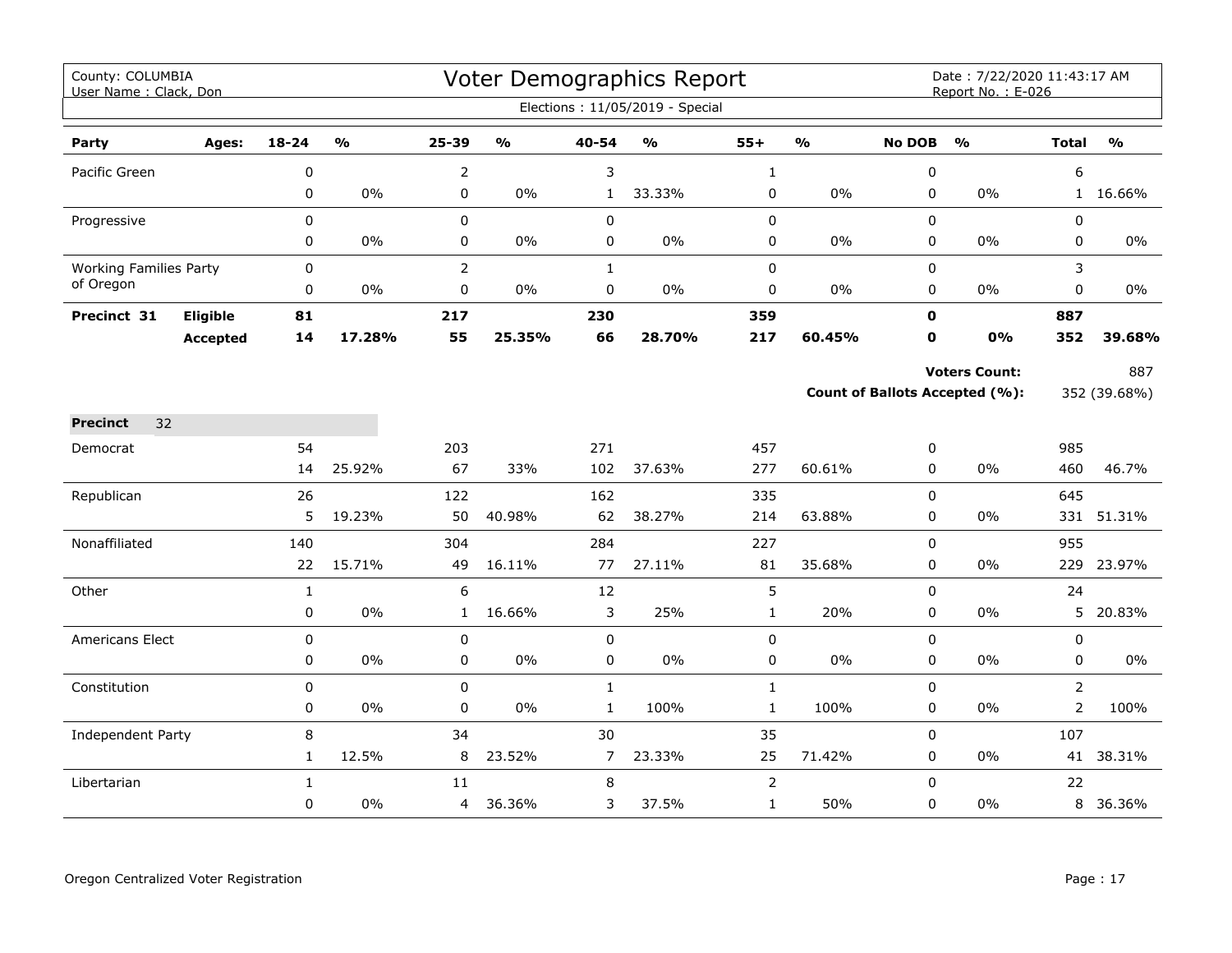County: COLUMBIA
User Name : Clack, Don

# Voter Demographics Report

Date : 7/22/2020 11:43:17 AM
Report No. : E-026

Elections : 11/05/2019 - Special

| Party | Ages: | 18-24 | % | 25-39 | % | 40-54 | % | 55+ | % | No DOB | % | Total | % |
|---|---|---|---|---|---|---|---|---|---|---|---|---|---|
| Pacific Green | | 0 | | 2 | | 3 | | 1 | | 0 | | 6 | |
| | | 0 | 0% | 0 | 0% | 1 | 33.33% | 0 | 0% | 0 | 0% | 1 | 16.66% |
| Progressive | | 0 | | 0 | | 0 | | 0 | | 0 | | 0 | |
| | | 0 | 0% | 0 | 0% | 0 | 0% | 0 | 0% | 0 | 0% | 0 | 0% |
| Working Families Party of Oregon | | 0 | | 2 | | 1 | | 0 | | 0 | | 3 | |
| | | 0 | 0% | 0 | 0% | 0 | 0% | 0 | 0% | 0 | 0% | 0 | 0% |
| **Precinct 31** | **Eligible** | **81** | | **217** | | **230** | | **359** | | **0** | | **887** | |
| | **Accepted** | **14** | **17.28%** | **55** | **25.35%** | **66** | **28.70%** | **217** | **60.45%** | **0** | **0%** | **352** | **39.68%** |

**Voters Count:** 887

**Count of Ballots Accepted (%):** 352 (39.68%)

**Precinct** 32

| Party | Ages: | 18-24 | % | 25-39 | % | 40-54 | % | 55+ | % | No DOB | % | Total | % |
|---|---|---|---|---|---|---|---|---|---|---|---|---|---|
| Democrat | | 54 | | 203 | | 271 | | 457 | | 0 | | 985 | |
| | | 14 | 25.92% | 67 | 33% | 102 | 37.63% | 277 | 60.61% | 0 | 0% | 460 | 46.7% |
| Republican | | 26 | | 122 | | 162 | | 335 | | 0 | | 645 | |
| | | 5 | 19.23% | 50 | 40.98% | 62 | 38.27% | 214 | 63.88% | 0 | 0% | 331 | 51.31% |
| Nonaffiliated | | 140 | | 304 | | 284 | | 227 | | 0 | | 955 | |
| | | 22 | 15.71% | 49 | 16.11% | 77 | 27.11% | 81 | 35.68% | 0 | 0% | 229 | 23.97% |
| Other | | 1 | | 6 | | 12 | | 5 | | 0 | | 24 | |
| | | 0 | 0% | 1 | 16.66% | 3 | 25% | 1 | 20% | 0 | 0% | 5 | 20.83% |
| Americans Elect | | 0 | | 0 | | 0 | | 0 | | 0 | | 0 | |
| | | 0 | 0% | 0 | 0% | 0 | 0% | 0 | 0% | 0 | 0% | 0 | 0% |
| Constitution | | 0 | | 0 | | 1 | | 1 | | 0 | | 2 | |
| | | 0 | 0% | 0 | 0% | 1 | 100% | 1 | 100% | 0 | 0% | 2 | 100% |
| Independent Party | | 8 | | 34 | | 30 | | 35 | | 0 | | 107 | |
| | | 1 | 12.5% | 8 | 23.52% | 7 | 23.33% | 25 | 71.42% | 0 | 0% | 41 | 38.31% |
| Libertarian | | 1 | | 11 | | 8 | | 2 | | 0 | | 22 | |
| | | 0 | 0% | 4 | 36.36% | 3 | 37.5% | 1 | 50% | 0 | 0% | 8 | 36.36% |

Oregon Centralized Voter Registration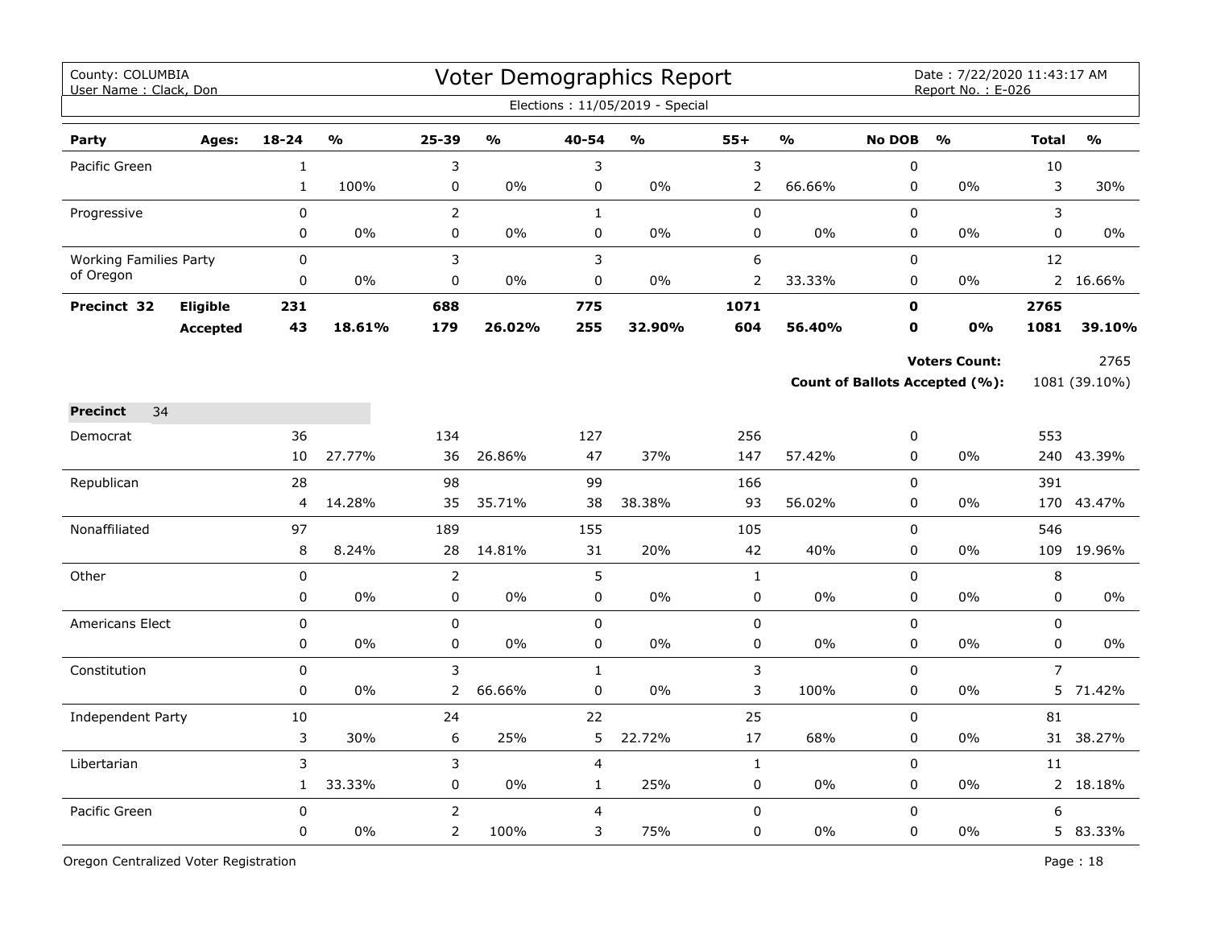County: COLUMBIA
User Name : Clack, Don

# Voter Demographics Report

Date : 7/22/2020 11:43:17 AM
Report No. : E-026

Elections : 11/05/2019 - Special

| Party | Ages: | 18-24 | % | 25-39 | % | 40-54 | % | 55+ | % | No DOB | % | Total | % |
|---|---|---|---|---|---|---|---|---|---|---|---|---|---|
| Pacific Green | | 1 | | 3 | | 3 | | 3 | | 0 | | 10 | |
| | | 1 | 100% | 0 | 0% | 0 | 0% | 2 | 66.66% | 0 | 0% | 3 | 30% |
| Progressive | | 0 | | 2 | | 1 | | 0 | | 0 | | 3 | |
| | | 0 | 0% | 0 | 0% | 0 | 0% | 0 | 0% | 0 | 0% | 0 | 0% |
| Working Families Party of Oregon | | 0 | | 3 | | 3 | | 6 | | 0 | | 12 | |
| | | 0 | 0% | 0 | 0% | 0 | 0% | 2 | 33.33% | 0 | 0% | 2 | 16.66% |
| **Precinct 32** | **Eligible** | **231** | | **688** | | **775** | | **1071** | | **0** | | **2765** | |
| | **Accepted** | **43** | **18.61%** | **179** | **26.02%** | **255** | **32.90%** | **604** | **56.40%** | **0** | **0%** | **1081** | **39.10%** |

**Voters Count:** 2765

**Count of Ballots Accepted (%):** 1081 (39.10%)

**Precinct** 34

| Party | Ages: | 18-24 | % | 25-39 | % | 40-54 | % | 55+ | % | No DOB | % | Total | % |
|---|---|---|---|---|---|---|---|---|---|---|---|---|---|
| Democrat | | 36 | | 134 | | 127 | | 256 | | 0 | | 553 | |
| | | 10 | 27.77% | 36 | 26.86% | 47 | 37% | 147 | 57.42% | 0 | 0% | 240 | 43.39% |
| Republican | | 28 | | 98 | | 99 | | 166 | | 0 | | 391 | |
| | | 4 | 14.28% | 35 | 35.71% | 38 | 38.38% | 93 | 56.02% | 0 | 0% | 170 | 43.47% |
| Nonaffiliated | | 97 | | 189 | | 155 | | 105 | | 0 | | 546 | |
| | | 8 | 8.24% | 28 | 14.81% | 31 | 20% | 42 | 40% | 0 | 0% | 109 | 19.96% |
| Other | | 0 | | 2 | | 5 | | 1 | | 0 | | 8 | |
| | | 0 | 0% | 0 | 0% | 0 | 0% | 0 | 0% | 0 | 0% | 0 | 0% |
| Americans Elect | | 0 | | 0 | | 0 | | 0 | | 0 | | 0 | |
| | | 0 | 0% | 0 | 0% | 0 | 0% | 0 | 0% | 0 | 0% | 0 | 0% |
| Constitution | | 0 | | 3 | | 1 | | 3 | | 0 | | 7 | |
| | | 0 | 0% | 2 | 66.66% | 0 | 0% | 3 | 100% | 0 | 0% | 5 | 71.42% |
| Independent Party | | 10 | | 24 | | 22 | | 25 | | 0 | | 81 | |
| | | 3 | 30% | 6 | 25% | 5 | 22.72% | 17 | 68% | 0 | 0% | 31 | 38.27% |
| Libertarian | | 3 | | 3 | | 4 | | 1 | | 0 | | 11 | |
| | | 1 | 33.33% | 0 | 0% | 1 | 25% | 0 | 0% | 0 | 0% | 2 | 18.18% |
| Pacific Green | | 0 | | 2 | | 4 | | 0 | | 0 | | 6 | |
| | | 0 | 0% | 2 | 100% | 3 | 75% | 0 | 0% | 0 | 0% | 5 | 83.33% |

Oregon Centralized Voter Registration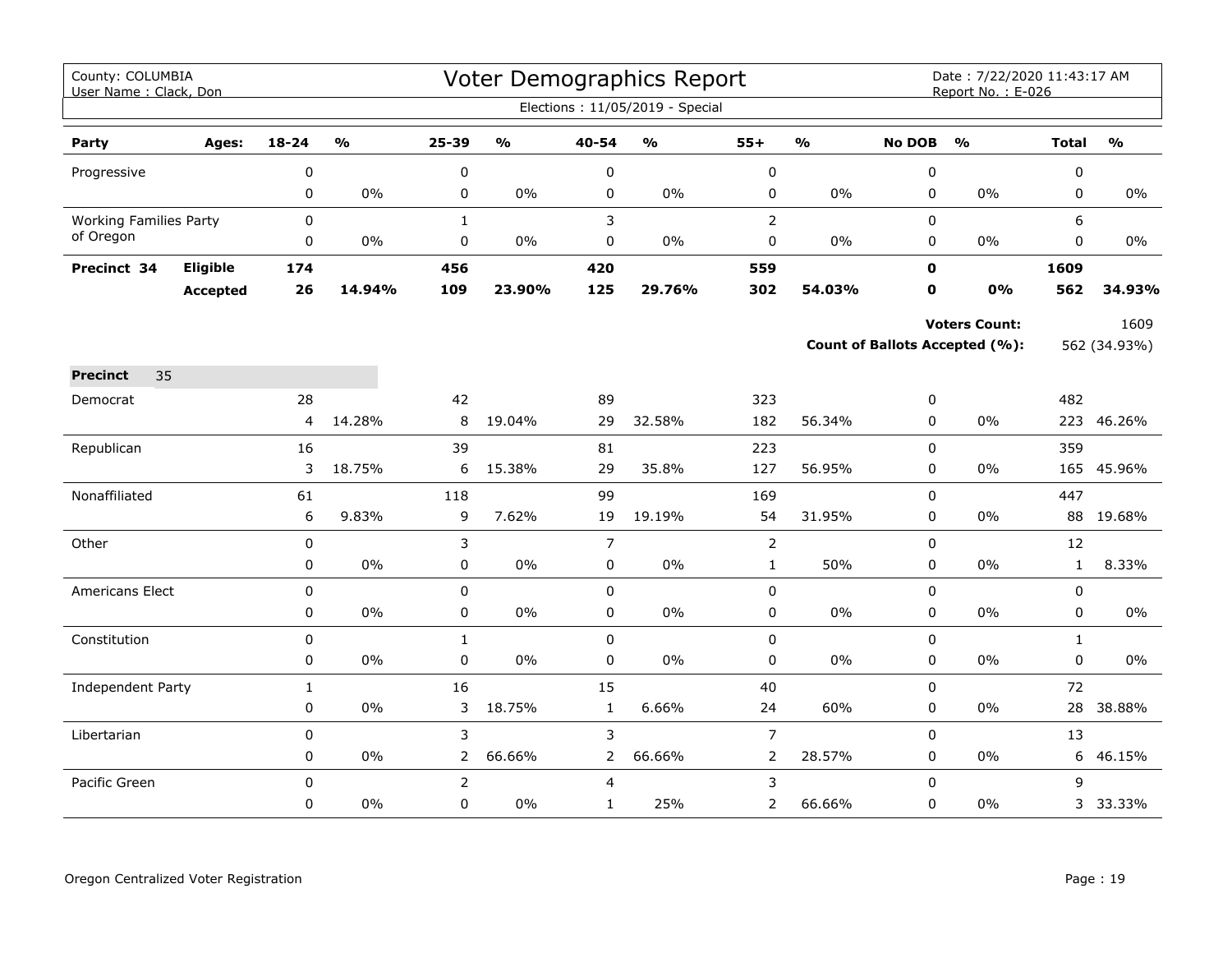County: COLUMBIA
User Name : Clack, Don

# Voter Demographics Report

Date : 7/22/2020 11:43:17 AM
Report No. : E-026

Elections : 11/05/2019 - Special

| Party | Ages: | 18-24 | % | 25-39 | % | 40-54 | % | 55+ | % | No DOB | % | Total | % |
|---|---|---|---|---|---|---|---|---|---|---|---|---|---|
| Progressive | | 0 | | 0 | | 0 | | 0 | | 0 | | 0 | |
| | | 0 | 0% | 0 | 0% | 0 | 0% | 0 | 0% | 0 | 0% | 0 | 0% |
| Working Families Party of Oregon | | 0 | | 1 | | 3 | | 2 | | 0 | | 6 | |
| | | 0 | 0% | 0 | 0% | 0 | 0% | 0 | 0% | 0 | 0% | 0 | 0% |
| **Precinct 34** | **Eligible** | **174** | | **456** | | **420** | | **559** | | **0** | | **1609** | |
| | **Accepted** | **26** | **14.94%** | **109** | **23.90%** | **125** | **29.76%** | **302** | **54.03%** | **0** | **0%** | **562** | **34.93%** |

**Voters Count:** 1609

**Count of Ballots Accepted (%):** 562 (34.93%)

**Precinct** 35

| Party | 18-24 | % | 25-39 | % | 40-54 | % | 55+ | % | No DOB | % | Total | % |
|---|---|---|---|---|---|---|---|---|---|---|---|---|
| Democrat | 28 | | 42 | | 89 | | 323 | | 0 | | 482 | |
| | 4 | 14.28% | 8 | 19.04% | 29 | 32.58% | 182 | 56.34% | 0 | 0% | 223 | 46.26% |
| Republican | 16 | | 39 | | 81 | | 223 | | 0 | | 359 | |
| | 3 | 18.75% | 6 | 15.38% | 29 | 35.8% | 127 | 56.95% | 0 | 0% | 165 | 45.96% |
| Nonaffiliated | 61 | | 118 | | 99 | | 169 | | 0 | | 447 | |
| | 6 | 9.83% | 9 | 7.62% | 19 | 19.19% | 54 | 31.95% | 0 | 0% | 88 | 19.68% |
| Other | 0 | | 3 | | 7 | | 2 | | 0 | | 12 | |
| | 0 | 0% | 0 | 0% | 0 | 0% | 1 | 50% | 0 | 0% | 1 | 8.33% |
| Americans Elect | 0 | | 0 | | 0 | | 0 | | 0 | | 0 | |
| | 0 | 0% | 0 | 0% | 0 | 0% | 0 | 0% | 0 | 0% | 0 | 0% |
| Constitution | 0 | | 1 | | 0 | | 0 | | 0 | | 1 | |
| | 0 | 0% | 0 | 0% | 0 | 0% | 0 | 0% | 0 | 0% | 0 | 0% |
| Independent Party | 1 | | 16 | | 15 | | 40 | | 0 | | 72 | |
| | 0 | 0% | 3 | 18.75% | 1 | 6.66% | 24 | 60% | 0 | 0% | 28 | 38.88% |
| Libertarian | 0 | | 3 | | 3 | | 7 | | 0 | | 13 | |
| | 0 | 0% | 2 | 66.66% | 2 | 66.66% | 2 | 28.57% | 0 | 0% | 6 | 46.15% |
| Pacific Green | 0 | | 2 | | 4 | | 3 | | 0 | | 9 | |
| | 0 | 0% | 0 | 0% | 1 | 25% | 2 | 66.66% | 0 | 0% | 3 | 33.33% |

Oregon Centralized Voter Registration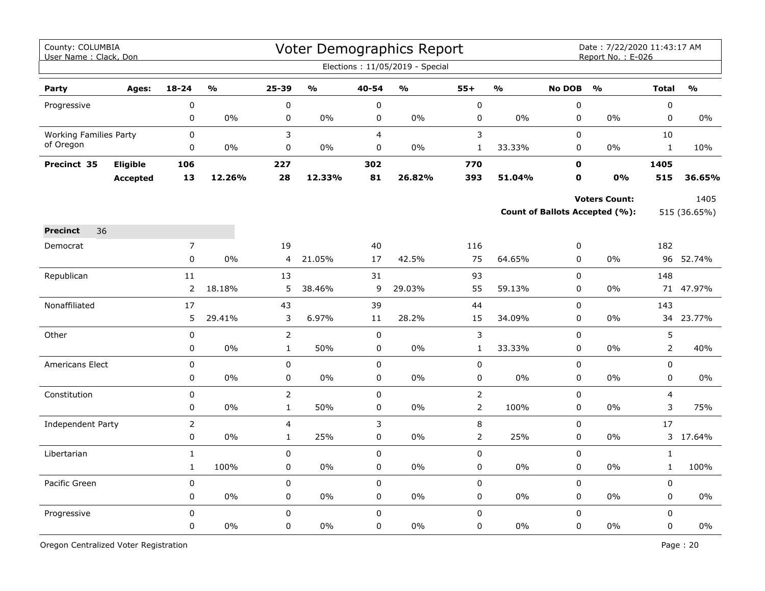County: COLUMBIA
User Name : Clack, Don

# Voter Demographics Report

Date : 7/22/2020 11:43:17 AM
Report No. : E-026

Elections : 11/05/2019 - Special

| Party | Ages: | 18-24 | % | 25-39 | % | 40-54 | % | 55+ | % | No DOB | % | Total | % |
|---|---|---|---|---|---|---|---|---|---|---|---|---|---|
| Progressive | | 0 | | 0 | | 0 | | 0 | | 0 | | 0 | |
| | | 0 | 0% | 0 | 0% | 0 | 0% | 0 | 0% | 0 | 0% | 0 | 0% |
| Working Families Party of Oregon | | 0 | | 3 | | 4 | | 3 | | 0 | | 10 | |
| | | 0 | 0% | 0 | 0% | 0 | 0% | 1 | 33.33% | 0 | 0% | 1 | 10% |
| **Precinct 35** | **Eligible** | **106** | | **227** | | **302** | | **770** | | **0** | | **1405** | |
| | **Accepted** | **13** | **12.26%** | **28** | **12.33%** | **81** | **26.82%** | **393** | **51.04%** | **0** | **0%** | **515** | **36.65%** |

**Voters Count:** 1405

**Count of Ballots Accepted (%):** 515 (36.65%)

**Precinct** 36

| Party | Ages: | 18-24 | % | 25-39 | % | 40-54 | % | 55+ | % | No DOB | % | Total | % |
|---|---|---|---|---|---|---|---|---|---|---|---|---|---|
| Democrat | | 7 | | 19 | | 40 | | 116 | | 0 | | 182 | |
| | | 0 | 0% | 4 | 21.05% | 17 | 42.5% | 75 | 64.65% | 0 | 0% | 96 | 52.74% |
| Republican | | 11 | | 13 | | 31 | | 93 | | 0 | | 148 | |
| | | 2 | 18.18% | 5 | 38.46% | 9 | 29.03% | 55 | 59.13% | 0 | 0% | 71 | 47.97% |
| Nonaffiliated | | 17 | | 43 | | 39 | | 44 | | 0 | | 143 | |
| | | 5 | 29.41% | 3 | 6.97% | 11 | 28.2% | 15 | 34.09% | 0 | 0% | 34 | 23.77% |
| Other | | 0 | | 2 | | 0 | | 3 | | 0 | | 5 | |
| | | 0 | 0% | 1 | 50% | 0 | 0% | 1 | 33.33% | 0 | 0% | 2 | 40% |
| Americans Elect | | 0 | | 0 | | 0 | | 0 | | 0 | | 0 | |
| | | 0 | 0% | 0 | 0% | 0 | 0% | 0 | 0% | 0 | 0% | 0 | 0% |
| Constitution | | 0 | | 2 | | 0 | | 2 | | 0 | | 4 | |
| | | 0 | 0% | 1 | 50% | 0 | 0% | 2 | 100% | 0 | 0% | 3 | 75% |
| Independent Party | | 2 | | 4 | | 3 | | 8 | | 0 | | 17 | |
| | | 0 | 0% | 1 | 25% | 0 | 0% | 2 | 25% | 0 | 0% | 3 | 17.64% |
| Libertarian | | 1 | | 0 | | 0 | | 0 | | 0 | | 1 | |
| | | 1 | 100% | 0 | 0% | 0 | 0% | 0 | 0% | 0 | 0% | 1 | 100% |
| Pacific Green | | 0 | | 0 | | 0 | | 0 | | 0 | | 0 | |
| | | 0 | 0% | 0 | 0% | 0 | 0% | 0 | 0% | 0 | 0% | 0 | 0% |
| Progressive | | 0 | | 0 | | 0 | | 0 | | 0 | | 0 | |
| | | 0 | 0% | 0 | 0% | 0 | 0% | 0 | 0% | 0 | 0% | 0 | 0% |

Oregon Centralized Voter Registration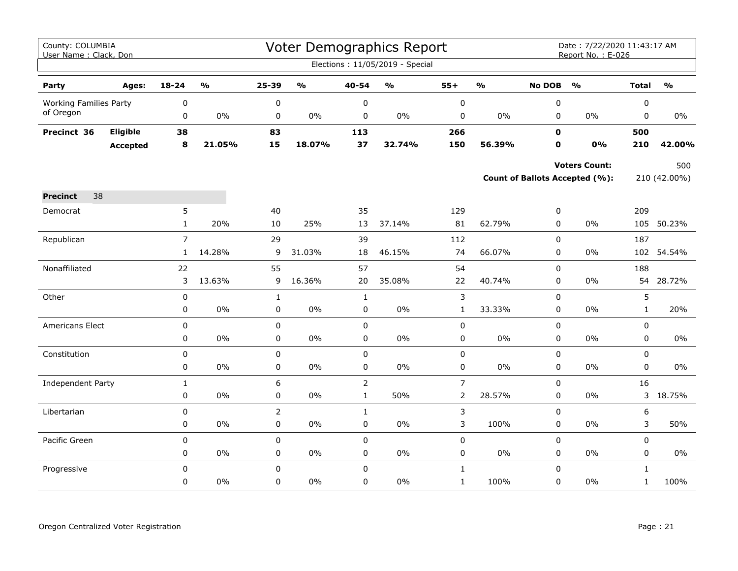County: COLUMBIA
User Name : Clack, Don

# Voter Demographics Report

Date : 7/22/2020 11:43:17 AM
Report No. : E-026

Elections : 11/05/2019 - Special

| Party | Ages: | 18-24 | % | 25-39 | % | 40-54 | % | 55+ | % | No DOB | % | Total | % |
|---|---|---|---|---|---|---|---|---|---|---|---|---|---|
| Working Families Party of Oregon | | 0 | | 0 | | 0 | | 0 | | 0 | | 0 | |
| | | 0 | 0% | 0 | 0% | 0 | 0% | 0 | 0% | 0 | 0% | 0 | 0% |
| **Precinct 36** | **Eligible** | **38** | | **83** | | **113** | | **266** | | **0** | | **500** | |
| | **Accepted** | **8** | **21.05%** | **15** | **18.07%** | **37** | **32.74%** | **150** | **56.39%** | **0** | **0%** | **210** | **42.00%** |

**Voters Count:** 500

**Count of Ballots Accepted (%):** 210 (42.00%)

**Precinct** 38

| Party | 18-24 | % | 25-39 | % | 40-54 | % | 55+ | % | No DOB | % | Total | % |
|---|---|---|---|---|---|---|---|---|---|---|---|---|
| Democrat | 5 | | 40 | | 35 | | 129 | | 0 | | 209 | |
| | 1 | 20% | 10 | 25% | 13 | 37.14% | 81 | 62.79% | 0 | 0% | 105 | 50.23% |
| Republican | 7 | | 29 | | 39 | | 112 | | 0 | | 187 | |
| | 1 | 14.28% | 9 | 31.03% | 18 | 46.15% | 74 | 66.07% | 0 | 0% | 102 | 54.54% |
| Nonaffiliated | 22 | | 55 | | 57 | | 54 | | 0 | | 188 | |
| | 3 | 13.63% | 9 | 16.36% | 20 | 35.08% | 22 | 40.74% | 0 | 0% | 54 | 28.72% |
| Other | 0 | | 1 | | 1 | | 3 | | 0 | | 5 | |
| | 0 | 0% | 0 | 0% | 0 | 0% | 1 | 33.33% | 0 | 0% | 1 | 20% |
| Americans Elect | 0 | | 0 | | 0 | | 0 | | 0 | | 0 | |
| | 0 | 0% | 0 | 0% | 0 | 0% | 0 | 0% | 0 | 0% | 0 | 0% |
| Constitution | 0 | | 0 | | 0 | | 0 | | 0 | | 0 | |
| | 0 | 0% | 0 | 0% | 0 | 0% | 0 | 0% | 0 | 0% | 0 | 0% |
| Independent Party | 1 | | 6 | | 2 | | 7 | | 0 | | 16 | |
| | 0 | 0% | 0 | 0% | 1 | 50% | 2 | 28.57% | 0 | 0% | 3 | 18.75% |
| Libertarian | 0 | | 2 | | 1 | | 3 | | 0 | | 6 | |
| | 0 | 0% | 0 | 0% | 0 | 0% | 3 | 100% | 0 | 0% | 3 | 50% |
| Pacific Green | 0 | | 0 | | 0 | | 0 | | 0 | | 0 | |
| | 0 | 0% | 0 | 0% | 0 | 0% | 0 | 0% | 0 | 0% | 0 | 0% |
| Progressive | 0 | | 0 | | 0 | | 1 | | 0 | | 1 | |
| | 0 | 0% | 0 | 0% | 0 | 0% | 1 | 100% | 0 | 0% | 1 | 100% |

Oregon Centralized Voter Registration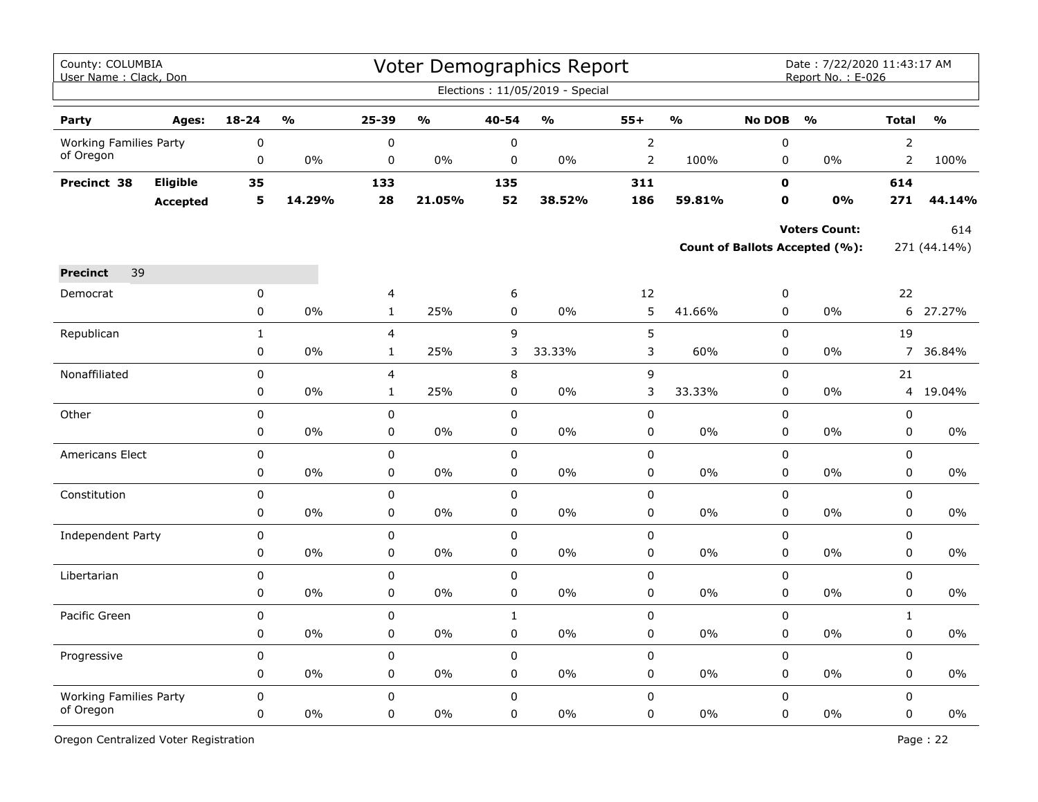# Voter Demographics Report

County: COLUMBIA
User Name : Clack, Don

Date : 7/22/2020 11:43:17 AM
Report No. : E-026

Elections : 11/05/2019 - Special

| Party | Ages: | 18-24 | % | 25-39 | % | 40-54 | % | 55+ | % | No DOB | % | Total | % |
|---|---|---|---|---|---|---|---|---|---|---|---|---|---|
| Working Families Party of Oregon | | 0 | | 0 | | 0 | | 2 | | 0 | | 2 | |
| | | 0 | 0% | 0 | 0% | 0 | 0% | 2 | 100% | 0 | 0% | 2 | 100% |
| **Precinct 38** | **Eligible** | **35** | | **133** | | **135** | | **311** | | **0** | | **614** | |
| | **Accepted** | **5** | **14.29%** | **28** | **21.05%** | **52** | **38.52%** | **186** | **59.81%** | **0** | **0%** | **271** | **44.14%** |

**Voters Count:** 614

**Count of Ballots Accepted (%):** 271 (44.14%)

**Precinct** 39

| Party | 18-24 | % | 25-39 | % | 40-54 | % | 55+ | % | No DOB | % | Total | % |
|---|---|---|---|---|---|---|---|---|---|---|---|---|
| Democrat | 0 | | 4 | | 6 | | 12 | | 0 | | 22 | |
| | 0 | 0% | 1 | 25% | 0 | 0% | 5 | 41.66% | 0 | 0% | 6 | 27.27% |
| Republican | 1 | | 4 | | 9 | | 5 | | 0 | | 19 | |
| | 0 | 0% | 1 | 25% | 3 | 33.33% | 3 | 60% | 0 | 0% | 7 | 36.84% |
| Nonaffiliated | 0 | | 4 | | 8 | | 9 | | 0 | | 21 | |
| | 0 | 0% | 1 | 25% | 0 | 0% | 3 | 33.33% | 0 | 0% | 4 | 19.04% |
| Other | 0 | | 0 | | 0 | | 0 | | 0 | | 0 | |
| | 0 | 0% | 0 | 0% | 0 | 0% | 0 | 0% | 0 | 0% | 0 | 0% |
| Americans Elect | 0 | | 0 | | 0 | | 0 | | 0 | | 0 | |
| | 0 | 0% | 0 | 0% | 0 | 0% | 0 | 0% | 0 | 0% | 0 | 0% |
| Constitution | 0 | | 0 | | 0 | | 0 | | 0 | | 0 | |
| | 0 | 0% | 0 | 0% | 0 | 0% | 0 | 0% | 0 | 0% | 0 | 0% |
| Independent Party | 0 | | 0 | | 0 | | 0 | | 0 | | 0 | |
| | 0 | 0% | 0 | 0% | 0 | 0% | 0 | 0% | 0 | 0% | 0 | 0% |
| Libertarian | 0 | | 0 | | 0 | | 0 | | 0 | | 0 | |
| | 0 | 0% | 0 | 0% | 0 | 0% | 0 | 0% | 0 | 0% | 0 | 0% |
| Pacific Green | 0 | | 0 | | 1 | | 0 | | 0 | | 1 | |
| | 0 | 0% | 0 | 0% | 0 | 0% | 0 | 0% | 0 | 0% | 0 | 0% |
| Progressive | 0 | | 0 | | 0 | | 0 | | 0 | | 0 | |
| | 0 | 0% | 0 | 0% | 0 | 0% | 0 | 0% | 0 | 0% | 0 | 0% |
| Working Families Party of Oregon | 0 | | 0 | | 0 | | 0 | | 0 | | 0 | |
| | 0 | 0% | 0 | 0% | 0 | 0% | 0 | 0% | 0 | 0% | 0 | 0% |

Oregon Centralized Voter Registration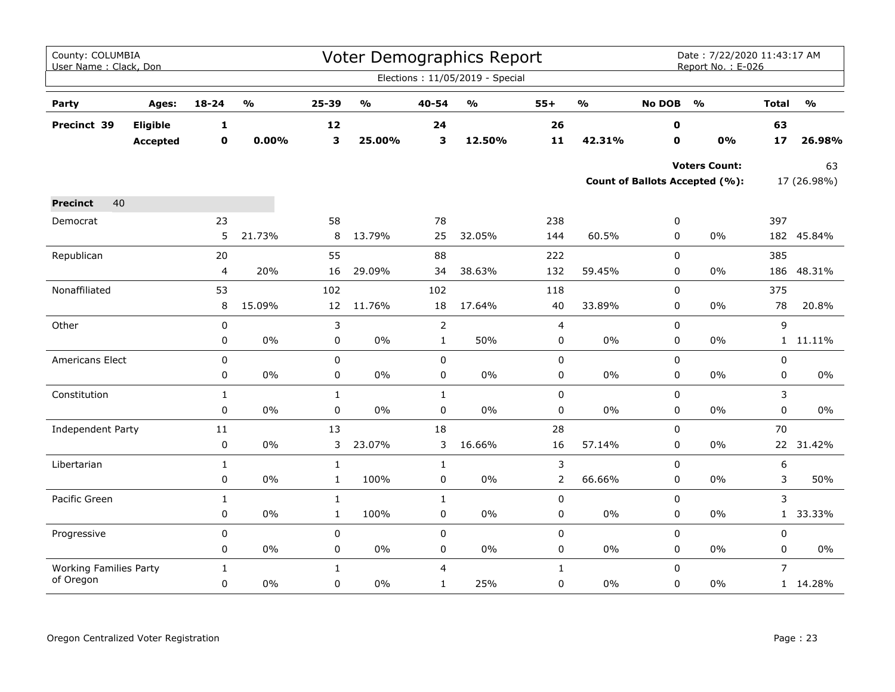County: COLUMBIA
User Name : Clack, Don

# Voter Demographics Report

Date : 7/22/2020 11:43:17 AM
Report No. : E-026

Elections : 11/05/2019 - Special

| Party | Ages: | 18-24 | % | 25-39 | % | 40-54 | % | 55+ | % | No DOB | % | Total | % |
|---|---|---|---|---|---|---|---|---|---|---|---|---|---|
| **Precinct 39** | **Eligible** | **1** | | **12** | | **24** | | **26** | | **0** | | **63** | |
| | **Accepted** | **0** | **0.00%** | **3** | **25.00%** | **3** | **12.50%** | **11** | **42.31%** | **0** | **0%** | **17** | **26.98%** |

**Voters Count:** 63

**Count of Ballots Accepted (%):** 17 (26.98%)

| **Precinct** 40 | 18-24 | % | 25-39 | % | 40-54 | % | 55+ | % | No DOB | % | Total | % |
|---|---|---|---|---|---|---|---|---|---|---|---|---|
| Democrat | 23 | | 58 | | 78 | | 238 | | 0 | | 397 | |
| | 5 | 21.73% | 8 | 13.79% | 25 | 32.05% | 144 | 60.5% | 0 | 0% | 182 | 45.84% |
| Republican | 20 | | 55 | | 88 | | 222 | | 0 | | 385 | |
| | 4 | 20% | 16 | 29.09% | 34 | 38.63% | 132 | 59.45% | 0 | 0% | 186 | 48.31% |
| Nonaffiliated | 53 | | 102 | | 102 | | 118 | | 0 | | 375 | |
| | 8 | 15.09% | 12 | 11.76% | 18 | 17.64% | 40 | 33.89% | 0 | 0% | 78 | 20.8% |
| Other | 0 | | 3 | | 2 | | 4 | | 0 | | 9 | |
| | 0 | 0% | 0 | 0% | 1 | 50% | 0 | 0% | 0 | 0% | 1 | 11.11% |
| Americans Elect | 0 | | 0 | | 0 | | 0 | | 0 | | 0 | |
| | 0 | 0% | 0 | 0% | 0 | 0% | 0 | 0% | 0 | 0% | 0 | 0% |
| Constitution | 1 | | 1 | | 1 | | 0 | | 0 | | 3 | |
| | 0 | 0% | 0 | 0% | 0 | 0% | 0 | 0% | 0 | 0% | 0 | 0% |
| Independent Party | 11 | | 13 | | 18 | | 28 | | 0 | | 70 | |
| | 0 | 0% | 3 | 23.07% | 3 | 16.66% | 16 | 57.14% | 0 | 0% | 22 | 31.42% |
| Libertarian | 1 | | 1 | | 1 | | 3 | | 0 | | 6 | |
| | 0 | 0% | 1 | 100% | 0 | 0% | 2 | 66.66% | 0 | 0% | 3 | 50% |
| Pacific Green | 1 | | 1 | | 1 | | 0 | | 0 | | 3 | |
| | 0 | 0% | 1 | 100% | 0 | 0% | 0 | 0% | 0 | 0% | 1 | 33.33% |
| Progressive | 0 | | 0 | | 0 | | 0 | | 0 | | 0 | |
| | 0 | 0% | 0 | 0% | 0 | 0% | 0 | 0% | 0 | 0% | 0 | 0% |
| Working Families Party of Oregon | 1 | | 1 | | 4 | | 1 | | 0 | | 7 | |
| | 0 | 0% | 0 | 0% | 1 | 25% | 0 | 0% | 0 | 0% | 1 | 14.28% |

Oregon Centralized Voter Registration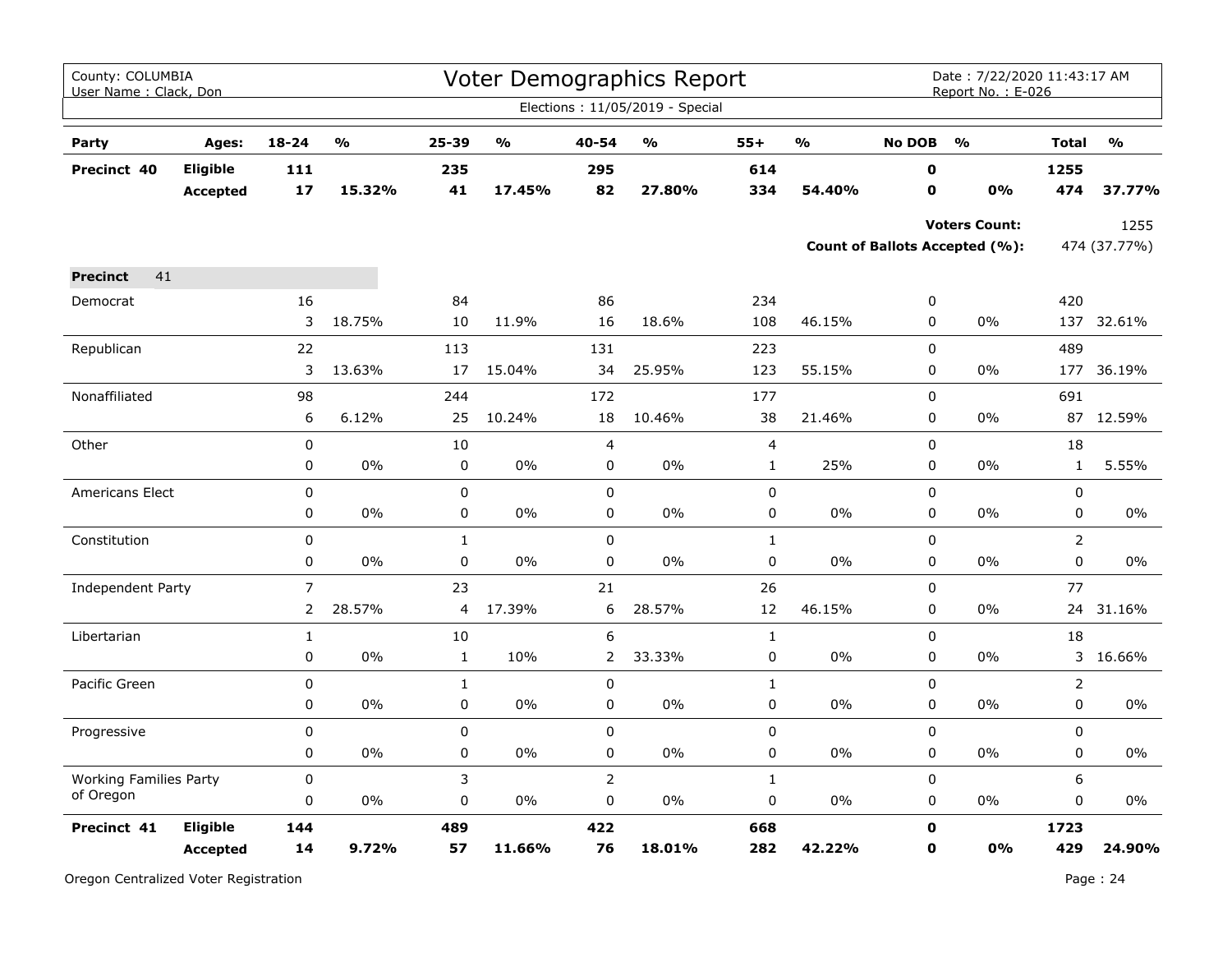County: COLUMBIA
User Name : Clack, Don

# Voter Demographics Report

Date : 7/22/2020 11:43:17 AM
Report No. : E-026

Elections : 11/05/2019 - Special

| Party | Ages: | 18-24 | % | 25-39 | % | 40-54 | % | 55+ | % | No DOB | % | Total | % |
|---|---|---|---|---|---|---|---|---|---|---|---|---|---|
| **Precinct 40** | **Eligible** | **111** | | **235** | | **295** | | **614** | | **0** | | **1255** | |
| | **Accepted** | **17** | **15.32%** | **41** | **17.45%** | **82** | **27.80%** | **334** | **54.40%** | **0** | **0%** | **474** | **37.77%** |

**Voters Count:** 1255

**Count of Ballots Accepted (%):** 474 (37.77%)

**Precinct** 41

| Party | | 18-24 | % | 25-39 | % | 40-54 | % | 55+ | % | No DOB | % | Total | % |
|---|---|---|---|---|---|---|---|---|---|---|---|---|---|
| Democrat | | 16 | | 84 | | 86 | | 234 | | 0 | | 420 | |
| | | 3 | 18.75% | 10 | 11.9% | 16 | 18.6% | 108 | 46.15% | 0 | 0% | 137 | 32.61% |
| Republican | | 22 | | 113 | | 131 | | 223 | | 0 | | 489 | |
| | | 3 | 13.63% | 17 | 15.04% | 34 | 25.95% | 123 | 55.15% | 0 | 0% | 177 | 36.19% |
| Nonaffiliated | | 98 | | 244 | | 172 | | 177 | | 0 | | 691 | |
| | | 6 | 6.12% | 25 | 10.24% | 18 | 10.46% | 38 | 21.46% | 0 | 0% | 87 | 12.59% |
| Other | | 0 | | 10 | | 4 | | 4 | | 0 | | 18 | |
| | | 0 | 0% | 0 | 0% | 0 | 0% | 1 | 25% | 0 | 0% | 1 | 5.55% |
| Americans Elect | | 0 | | 0 | | 0 | | 0 | | 0 | | 0 | |
| | | 0 | 0% | 0 | 0% | 0 | 0% | 0 | 0% | 0 | 0% | 0 | 0% |
| Constitution | | 0 | | 1 | | 0 | | 1 | | 0 | | 2 | |
| | | 0 | 0% | 0 | 0% | 0 | 0% | 0 | 0% | 0 | 0% | 0 | 0% |
| Independent Party | | 7 | | 23 | | 21 | | 26 | | 0 | | 77 | |
| | | 2 | 28.57% | 4 | 17.39% | 6 | 28.57% | 12 | 46.15% | 0 | 0% | 24 | 31.16% |
| Libertarian | | 1 | | 10 | | 6 | | 1 | | 0 | | 18 | |
| | | 0 | 0% | 1 | 10% | 2 | 33.33% | 0 | 0% | 0 | 0% | 3 | 16.66% |
| Pacific Green | | 0 | | 1 | | 0 | | 1 | | 0 | | 2 | |
| | | 0 | 0% | 0 | 0% | 0 | 0% | 0 | 0% | 0 | 0% | 0 | 0% |
| Progressive | | 0 | | 0 | | 0 | | 0 | | 0 | | 0 | |
| | | 0 | 0% | 0 | 0% | 0 | 0% | 0 | 0% | 0 | 0% | 0 | 0% |
| Working Families Party of Oregon | | 0 | | 3 | | 2 | | 1 | | 0 | | 6 | |
| | | 0 | 0% | 0 | 0% | 0 | 0% | 0 | 0% | 0 | 0% | 0 | 0% |
| **Precinct 41** | **Eligible** | **144** | | **489** | | **422** | | **668** | | **0** | | **1723** | |
| | **Accepted** | **14** | **9.72%** | **57** | **11.66%** | **76** | **18.01%** | **282** | **42.22%** | **0** | **0%** | **429** | **24.90%** |

Oregon Centralized Voter Registration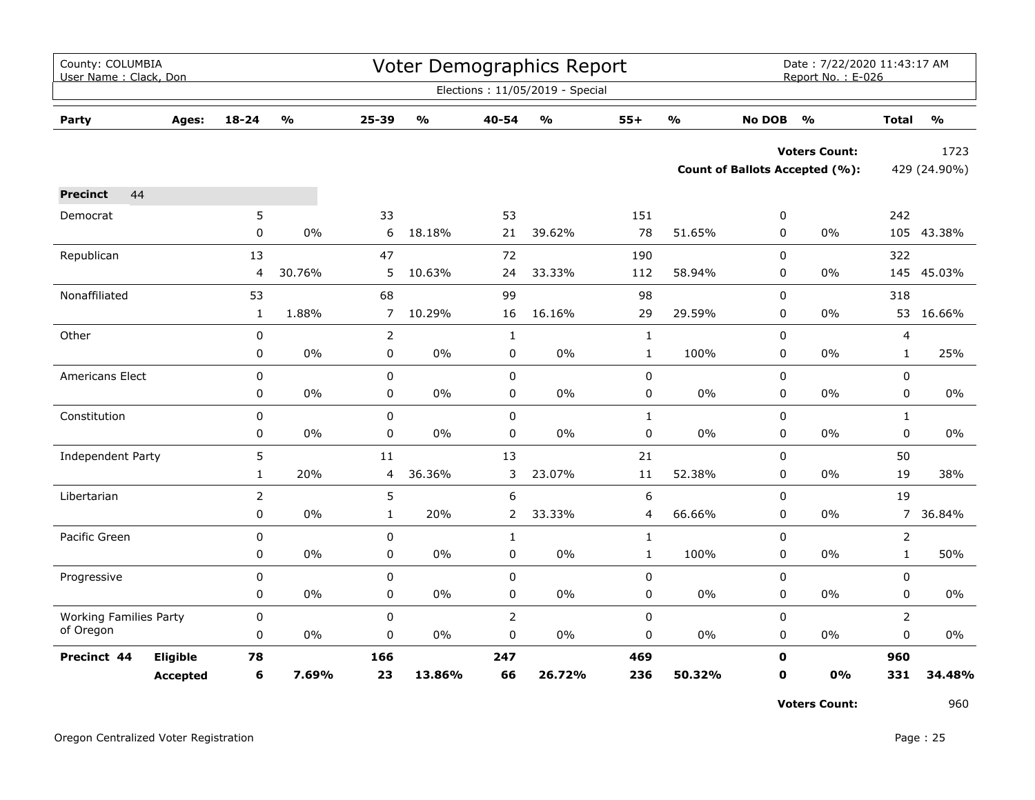County: COLUMBIA
User Name : Clack, Don

# Voter Demographics Report

Date : 7/22/2020 11:43:17 AM
Report No. : E-026

Elections : 11/05/2019 - Special

| Party | Ages: | 18-24 | % | 25-39 | % | 40-54 | % | 55+ | % | No DOB | % | Total | % |
|---|---|---|---|---|---|---|---|---|---|---|---|---|---|
| | | | | | | | | | | | Voters Count: | | 1723 |
| | | | | | | | | | | | Count of Ballots Accepted (%): | | 429 (24.90%) |
| **Precinct** 44 | | | | | | | | | | | | | |
| Democrat | | 5 | | 33 | | 53 | | 151 | | 0 | | 242 | |
| | | 0 | 0% | 6 | 18.18% | 21 | 39.62% | 78 | 51.65% | 0 | 0% | 105 | 43.38% |
| Republican | | 13 | | 47 | | 72 | | 190 | | 0 | | 322 | |
| | | 4 | 30.76% | 5 | 10.63% | 24 | 33.33% | 112 | 58.94% | 0 | 0% | 145 | 45.03% |
| Nonaffiliated | | 53 | | 68 | | 99 | | 98 | | 0 | | 318 | |
| | | 1 | 1.88% | 7 | 10.29% | 16 | 16.16% | 29 | 29.59% | 0 | 0% | 53 | 16.66% |
| Other | | 0 | | 2 | | 1 | | 1 | | 0 | | 4 | |
| | | 0 | 0% | 0 | 0% | 0 | 0% | 1 | 100% | 0 | 0% | 1 | 25% |
| Americans Elect | | 0 | | 0 | | 0 | | 0 | | 0 | | 0 | |
| | | 0 | 0% | 0 | 0% | 0 | 0% | 0 | 0% | 0 | 0% | 0 | 0% |
| Constitution | | 0 | | 0 | | 0 | | 1 | | 0 | | 1 | |
| | | 0 | 0% | 0 | 0% | 0 | 0% | 0 | 0% | 0 | 0% | 0 | 0% |
| Independent Party | | 5 | | 11 | | 13 | | 21 | | 0 | | 50 | |
| | | 1 | 20% | 4 | 36.36% | 3 | 23.07% | 11 | 52.38% | 0 | 0% | 19 | 38% |
| Libertarian | | 2 | | 5 | | 6 | | 6 | | 0 | | 19 | |
| | | 0 | 0% | 1 | 20% | 2 | 33.33% | 4 | 66.66% | 0 | 0% | 7 | 36.84% |
| Pacific Green | | 0 | | 0 | | 1 | | 1 | | 0 | | 2 | |
| | | 0 | 0% | 0 | 0% | 0 | 0% | 1 | 100% | 0 | 0% | 1 | 50% |
| Progressive | | 0 | | 0 | | 0 | | 0 | | 0 | | 0 | |
| | | 0 | 0% | 0 | 0% | 0 | 0% | 0 | 0% | 0 | 0% | 0 | 0% |
| Working Families Party of Oregon | | 0 | | 0 | | 2 | | 0 | | 0 | | 2 | |
| | | 0 | 0% | 0 | 0% | 0 | 0% | 0 | 0% | 0 | 0% | 0 | 0% |
| **Precinct 44** | **Eligible** | **78** | | **166** | | **247** | | **469** | | **0** | | **960** | |
| | **Accepted** | **6** | **7.69%** | **23** | **13.86%** | **66** | **26.72%** | **236** | **50.32%** | **0** | **0%** | **331** | **34.48%** |
| | | | | | | | | | | | Voters Count: | | 960 |

Oregon Centralized Voter Registration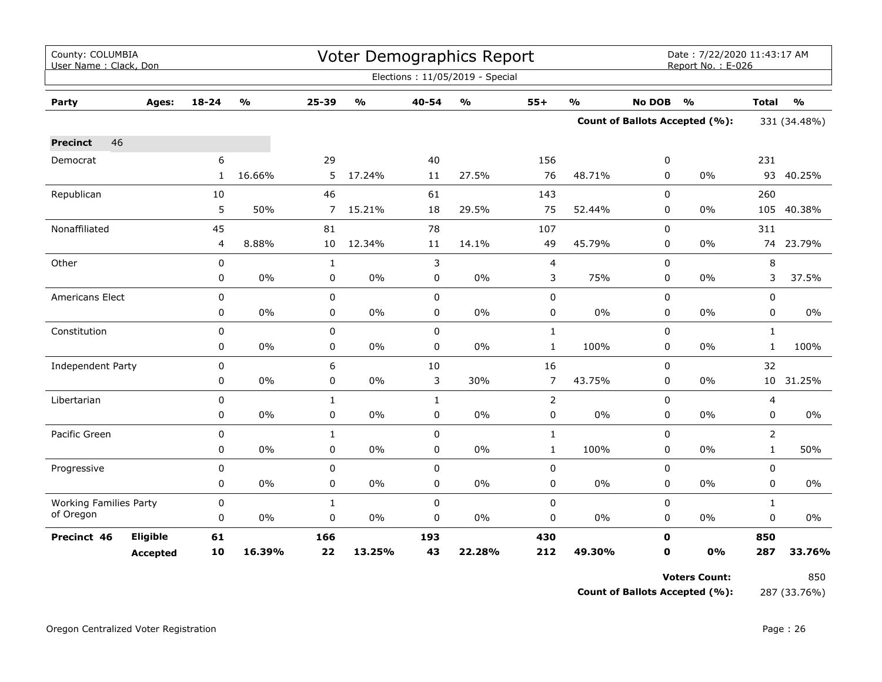County: COLUMBIA
User Name : Clack, Don

# Voter Demographics Report

Date : 7/22/2020 11:43:17 AM
Report No. : E-026

Elections : 11/05/2019 - Special

| Party | Ages: | 18-24 | % | 25-39 | % | 40-54 | % | 55+ | % | No DOB | % | Total | % |
|---|---|---|---|---|---|---|---|---|---|---|---|---|---|
| | | | | | | | | | | **Count of Ballots Accepted (%):** | | 331 (34.48%) | |
| **Precinct** 46 | | | | | | | | | | | | | |
| Democrat | | 6 | | 29 | | 40 | | 156 | | 0 | | 231 | |
| | | 1 | 16.66% | 5 | 17.24% | 11 | 27.5% | 76 | 48.71% | 0 | 0% | 93 | 40.25% |
| Republican | | 10 | | 46 | | 61 | | 143 | | 0 | | 260 | |
| | | 5 | 50% | 7 | 15.21% | 18 | 29.5% | 75 | 52.44% | 0 | 0% | 105 | 40.38% |
| Nonaffiliated | | 45 | | 81 | | 78 | | 107 | | 0 | | 311 | |
| | | 4 | 8.88% | 10 | 12.34% | 11 | 14.1% | 49 | 45.79% | 0 | 0% | 74 | 23.79% |
| Other | | 0 | | 1 | | 3 | | 4 | | 0 | | 8 | |
| | | 0 | 0% | 0 | 0% | 0 | 0% | 3 | 75% | 0 | 0% | 3 | 37.5% |
| Americans Elect | | 0 | | 0 | | 0 | | 0 | | 0 | | 0 | |
| | | 0 | 0% | 0 | 0% | 0 | 0% | 0 | 0% | 0 | 0% | 0 | 0% |
| Constitution | | 0 | | 0 | | 0 | | 1 | | 0 | | 1 | |
| | | 0 | 0% | 0 | 0% | 0 | 0% | 1 | 100% | 0 | 0% | 1 | 100% |
| Independent Party | | 0 | | 6 | | 10 | | 16 | | 0 | | 32 | |
| | | 0 | 0% | 0 | 0% | 3 | 30% | 7 | 43.75% | 0 | 0% | 10 | 31.25% |
| Libertarian | | 0 | | 1 | | 1 | | 2 | | 0 | | 4 | |
| | | 0 | 0% | 0 | 0% | 0 | 0% | 0 | 0% | 0 | 0% | 0 | 0% |
| Pacific Green | | 0 | | 1 | | 0 | | 1 | | 0 | | 2 | |
| | | 0 | 0% | 0 | 0% | 0 | 0% | 1 | 100% | 0 | 0% | 1 | 50% |
| Progressive | | 0 | | 0 | | 0 | | 0 | | 0 | | 0 | |
| | | 0 | 0% | 0 | 0% | 0 | 0% | 0 | 0% | 0 | 0% | 0 | 0% |
| Working Families Party of Oregon | | 0 | | 1 | | 0 | | 0 | | 0 | | 1 | |
| | | 0 | 0% | 0 | 0% | 0 | 0% | 0 | 0% | 0 | 0% | 0 | 0% |
| **Precinct 46** | **Eligible** | **61** | | **166** | | **193** | | **430** | | **0** | | **850** | |
| | **Accepted** | **10** | **16.39%** | **22** | **13.25%** | **43** | **22.28%** | **212** | **49.30%** | **0** | **0%** | **287** | **33.76%** |

**Voters Count:** 850

**Count of Ballots Accepted (%):** 287 (33.76%)

Oregon Centralized Voter Registration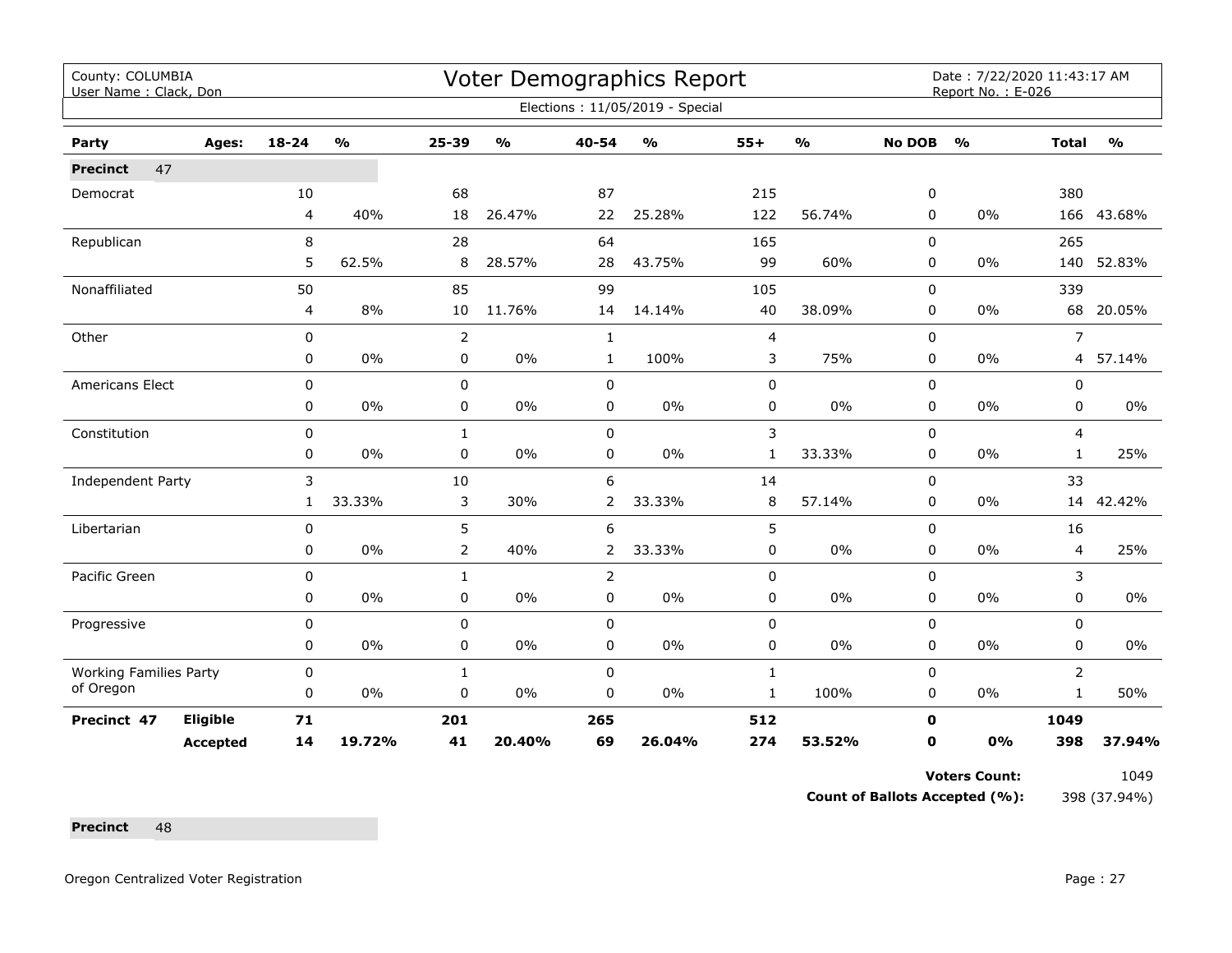County: COLUMBIA
User Name : Clack, Don

# Voter Demographics Report

Date : 7/22/2020 11:43:17 AM
Report No. : E-026

Elections : 11/05/2019 - Special

| Party | Ages: | 18-24 | % | 25-39 | % | 40-54 | % | 55+ | % | No DOB | % | Total | % |
|---|---|---|---|---|---|---|---|---|---|---|---|---|---|
| **Precinct** 47 | | | | | | | | | | | | | |
| Democrat | | 10 | | 68 | | 87 | | 215 | | 0 | | 380 | |
| | | 4 | 40% | 18 | 26.47% | 22 | 25.28% | 122 | 56.74% | 0 | 0% | 166 | 43.68% |
| Republican | | 8 | | 28 | | 64 | | 165 | | 0 | | 265 | |
| | | 5 | 62.5% | 8 | 28.57% | 28 | 43.75% | 99 | 60% | 0 | 0% | 140 | 52.83% |
| Nonaffiliated | | 50 | | 85 | | 99 | | 105 | | 0 | | 339 | |
| | | 4 | 8% | 10 | 11.76% | 14 | 14.14% | 40 | 38.09% | 0 | 0% | 68 | 20.05% |
| Other | | 0 | | 2 | | 1 | | 4 | | 0 | | 7 | |
| | | 0 | 0% | 0 | 0% | 1 | 100% | 3 | 75% | 0 | 0% | 4 | 57.14% |
| Americans Elect | | 0 | | 0 | | 0 | | 0 | | 0 | | 0 | |
| | | 0 | 0% | 0 | 0% | 0 | 0% | 0 | 0% | 0 | 0% | 0 | 0% |
| Constitution | | 0 | | 1 | | 0 | | 3 | | 0 | | 4 | |
| | | 0 | 0% | 0 | 0% | 0 | 0% | 1 | 33.33% | 0 | 0% | 1 | 25% |
| Independent Party | | 3 | | 10 | | 6 | | 14 | | 0 | | 33 | |
| | | 1 | 33.33% | 3 | 30% | 2 | 33.33% | 8 | 57.14% | 0 | 0% | 14 | 42.42% |
| Libertarian | | 0 | | 5 | | 6 | | 5 | | 0 | | 16 | |
| | | 0 | 0% | 2 | 40% | 2 | 33.33% | 0 | 0% | 0 | 0% | 4 | 25% |
| Pacific Green | | 0 | | 1 | | 2 | | 0 | | 0 | | 3 | |
| | | 0 | 0% | 0 | 0% | 0 | 0% | 0 | 0% | 0 | 0% | 0 | 0% |
| Progressive | | 0 | | 0 | | 0 | | 0 | | 0 | | 0 | |
| | | 0 | 0% | 0 | 0% | 0 | 0% | 0 | 0% | 0 | 0% | 0 | 0% |
| Working Families Party of Oregon | | 0 | | 1 | | 0 | | 1 | | 0 | | 2 | |
| | | 0 | 0% | 0 | 0% | 0 | 0% | 1 | 100% | 0 | 0% | 1 | 50% |
| **Precinct 47** | **Eligible** | **71** | | **201** | | **265** | | **512** | | **0** | | **1049** | |
| | **Accepted** | **14** | **19.72%** | **41** | **20.40%** | **69** | **26.04%** | **274** | **53.52%** | **0** | **0%** | **398** | **37.94%** |

**Voters Count:** 1049

**Count of Ballots Accepted (%):** 398 (37.94%)

**Precinct** 48

Oregon Centralized Voter Registration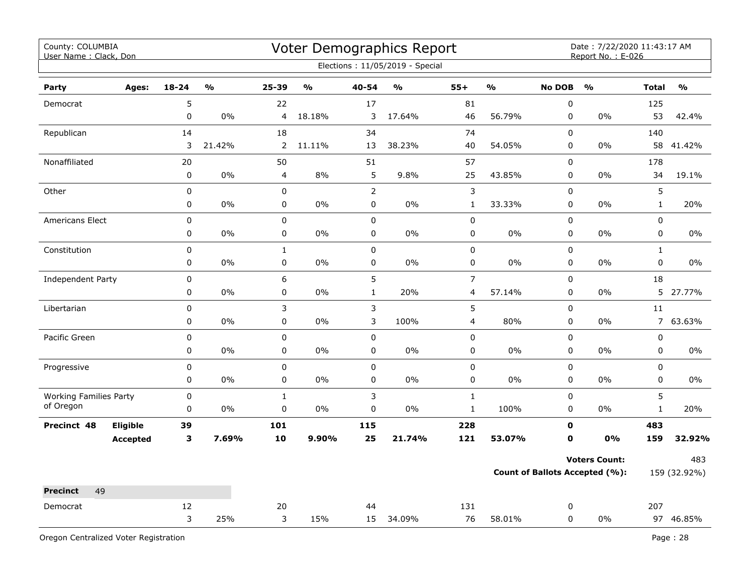County: COLUMBIA
User Name : Clack, Don

# Voter Demographics Report

Date : 7/22/2020 11:43:17 AM
Report No. : E-026

Elections : 11/05/2019 - Special

| Party | Ages: | 18-24 | % | 25-39 | % | 40-54 | % | 55+ | % | No DOB | % | Total | % |
|---|---|---|---|---|---|---|---|---|---|---|---|---|---|
| Democrat | | 5 | | 22 | | 17 | | 81 | | 0 | | 125 | |
| | | 0 | 0% | 4 | 18.18% | 3 | 17.64% | 46 | 56.79% | 0 | 0% | 53 | 42.4% |
| Republican | | 14 | | 18 | | 34 | | 74 | | 0 | | 140 | |
| | | 3 | 21.42% | 2 | 11.11% | 13 | 38.23% | 40 | 54.05% | 0 | 0% | 58 | 41.42% |
| Nonaffiliated | | 20 | | 50 | | 51 | | 57 | | 0 | | 178 | |
| | | 0 | 0% | 4 | 8% | 5 | 9.8% | 25 | 43.85% | 0 | 0% | 34 | 19.1% |
| Other | | 0 | | 0 | | 2 | | 3 | | 0 | | 5 | |
| | | 0 | 0% | 0 | 0% | 0 | 0% | 1 | 33.33% | 0 | 0% | 1 | 20% |
| Americans Elect | | 0 | | 0 | | 0 | | 0 | | 0 | | 0 | |
| | | 0 | 0% | 0 | 0% | 0 | 0% | 0 | 0% | 0 | 0% | 0 | 0% |
| Constitution | | 0 | | 1 | | 0 | | 0 | | 0 | | 1 | |
| | | 0 | 0% | 0 | 0% | 0 | 0% | 0 | 0% | 0 | 0% | 0 | 0% |
| Independent Party | | 0 | | 6 | | 5 | | 7 | | 0 | | 18 | |
| | | 0 | 0% | 0 | 0% | 1 | 20% | 4 | 57.14% | 0 | 0% | 5 | 27.77% |
| Libertarian | | 0 | | 3 | | 3 | | 5 | | 0 | | 11 | |
| | | 0 | 0% | 0 | 0% | 3 | 100% | 4 | 80% | 0 | 0% | 7 | 63.63% |
| Pacific Green | | 0 | | 0 | | 0 | | 0 | | 0 | | 0 | |
| | | 0 | 0% | 0 | 0% | 0 | 0% | 0 | 0% | 0 | 0% | 0 | 0% |
| Progressive | | 0 | | 0 | | 0 | | 0 | | 0 | | 0 | |
| | | 0 | 0% | 0 | 0% | 0 | 0% | 0 | 0% | 0 | 0% | 0 | 0% |
| Working Families Party of Oregon | | 0 | | 1 | | 3 | | 1 | | 0 | | 5 | |
| | | 0 | 0% | 0 | 0% | 0 | 0% | 1 | 100% | 0 | 0% | 1 | 20% |
| **Precinct 48** | **Eligible** | **39** | | **101** | | **115** | | **228** | | **0** | | **483** | |
| | **Accepted** | **3** | **7.69%** | **10** | **9.90%** | **25** | **21.74%** | **121** | **53.07%** | **0** | **0%** | **159** | **32.92%** |

**Voters Count:** 483

**Count of Ballots Accepted (%):** 159 (32.92%)

**Precinct** 49

| Party | Ages: | 18-24 | % | 25-39 | % | 40-54 | % | 55+ | % | No DOB | % | Total | % |
|---|---|---|---|---|---|---|---|---|---|---|---|---|---|
| Democrat | | 12 | | 20 | | 44 | | 131 | | 0 | | 207 | |
| | | 3 | 25% | 3 | 15% | 15 | 34.09% | 76 | 58.01% | 0 | 0% | 97 | 46.85% |

Oregon Centralized Voter Registration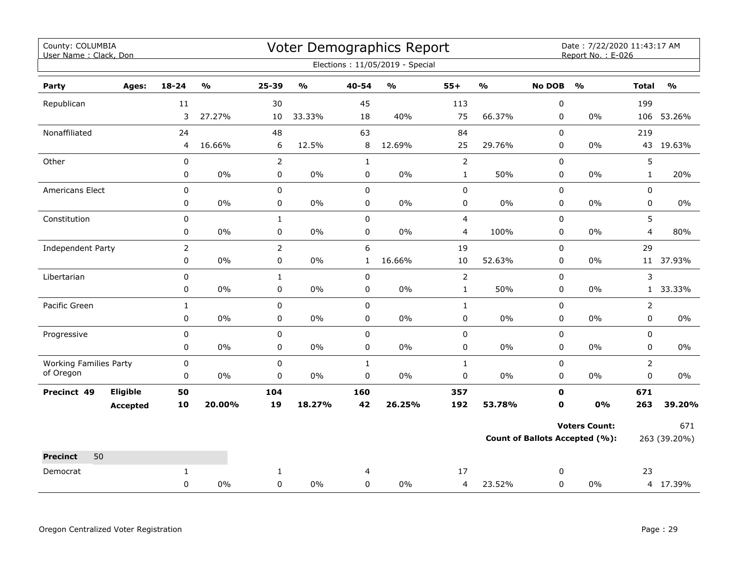County: COLUMBIA
User Name : Clack, Don

# Voter Demographics Report

Date : 7/22/2020 11:43:17 AM
Report No. : E-026

Elections : 11/05/2019 - Special

| Party | Ages: | 18-24 | % | 25-39 | % | 40-54 | % | 55+ | % | No DOB | % | Total | % |
|---|---|---|---|---|---|---|---|---|---|---|---|---|---|
| Republican | | 11 | | 30 | | 45 | | 113 | | 0 | | 199 | |
| | | 3 | 27.27% | 10 | 33.33% | 18 | 40% | 75 | 66.37% | 0 | 0% | 106 | 53.26% |
| Nonaffiliated | | 24 | | 48 | | 63 | | 84 | | 0 | | 219 | |
| | | 4 | 16.66% | 6 | 12.5% | 8 | 12.69% | 25 | 29.76% | 0 | 0% | 43 | 19.63% |
| Other | | 0 | | 2 | | 1 | | 2 | | 0 | | 5 | |
| | | 0 | 0% | 0 | 0% | 0 | 0% | 1 | 50% | 0 | 0% | 1 | 20% |
| Americans Elect | | 0 | | 0 | | 0 | | 0 | | 0 | | 0 | |
| | | 0 | 0% | 0 | 0% | 0 | 0% | 0 | 0% | 0 | 0% | 0 | 0% |
| Constitution | | 0 | | 1 | | 0 | | 4 | | 0 | | 5 | |
| | | 0 | 0% | 0 | 0% | 0 | 0% | 4 | 100% | 0 | 0% | 4 | 80% |
| Independent Party | | 2 | | 2 | | 6 | | 19 | | 0 | | 29 | |
| | | 0 | 0% | 0 | 0% | 1 | 16.66% | 10 | 52.63% | 0 | 0% | 11 | 37.93% |
| Libertarian | | 0 | | 1 | | 0 | | 2 | | 0 | | 3 | |
| | | 0 | 0% | 0 | 0% | 0 | 0% | 1 | 50% | 0 | 0% | 1 | 33.33% |
| Pacific Green | | 1 | | 0 | | 0 | | 1 | | 0 | | 2 | |
| | | 0 | 0% | 0 | 0% | 0 | 0% | 0 | 0% | 0 | 0% | 0 | 0% |
| Progressive | | 0 | | 0 | | 0 | | 0 | | 0 | | 0 | |
| | | 0 | 0% | 0 | 0% | 0 | 0% | 0 | 0% | 0 | 0% | 0 | 0% |
| Working Families Party of Oregon | | 0 | | 0 | | 1 | | 1 | | 0 | | 2 | |
| | | 0 | 0% | 0 | 0% | 0 | 0% | 0 | 0% | 0 | 0% | 0 | 0% |
| **Precinct 49** | **Eligible** | **50** | | **104** | | **160** | | **357** | | **0** | | **671** | |
| | **Accepted** | **10** | **20.00%** | **19** | **18.27%** | **42** | **26.25%** | **192** | **53.78%** | **0** | **0%** | **263** | **39.20%** |

**Voters Count:** 671

**Count of Ballots Accepted (%):** 263 (39.20%)

**Precinct** 50

| Party | 18-24 | % | 25-39 | % | 40-54 | % | 55+ | % | No DOB | % | Total | % |
|---|---|---|---|---|---|---|---|---|---|---|---|---|
| Democrat | 1 | | 1 | | 4 | | 17 | | 0 | | 23 | |
| | 0 | 0% | 0 | 0% | 0 | 0% | 4 | 23.52% | 0 | 0% | 4 | 17.39% |

Oregon Centralized Voter Registration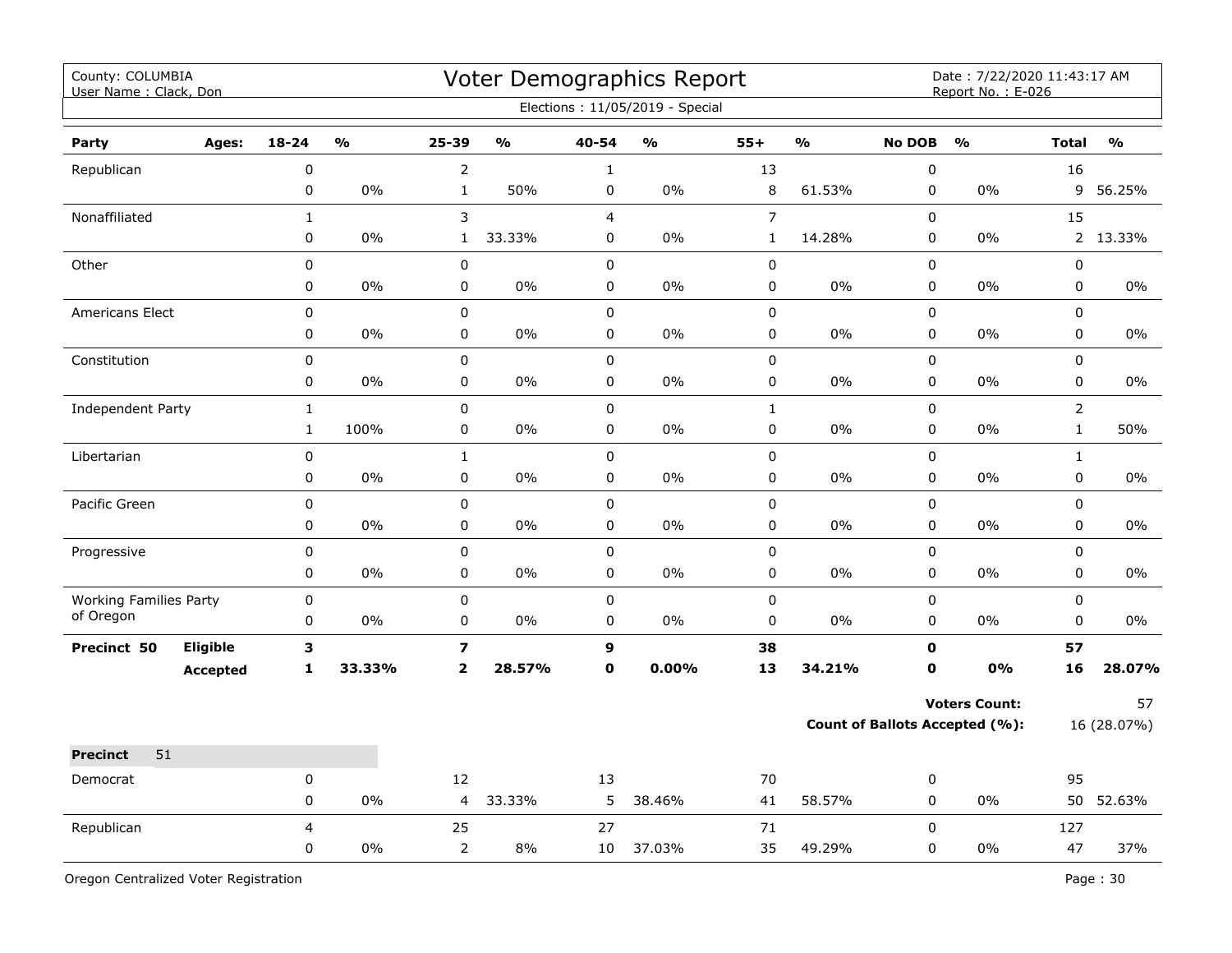County: COLUMBIA
User Name : Clack, Don

# Voter Demographics Report

Date : 7/22/2020 11:43:17 AM
Report No. : E-026

Elections : 11/05/2019 - Special

| Party | Ages: | 18-24 | % | 25-39 | % | 40-54 | % | 55+ | % | No DOB | % | Total | % |
|---|---|---|---|---|---|---|---|---|---|---|---|---|---|
| Republican | | 0 | | 2 | | 1 | | 13 | | 0 | | 16 | |
| | | 0 | 0% | 1 | 50% | 0 | 0% | 8 | 61.53% | 0 | 0% | 9 | 56.25% |
| Nonaffiliated | | 1 | | 3 | | 4 | | 7 | | 0 | | 15 | |
| | | 0 | 0% | 1 | 33.33% | 0 | 0% | 1 | 14.28% | 0 | 0% | 2 | 13.33% |
| Other | | 0 | | 0 | | 0 | | 0 | | 0 | | 0 | |
| | | 0 | 0% | 0 | 0% | 0 | 0% | 0 | 0% | 0 | 0% | 0 | 0% |
| Americans Elect | | 0 | | 0 | | 0 | | 0 | | 0 | | 0 | |
| | | 0 | 0% | 0 | 0% | 0 | 0% | 0 | 0% | 0 | 0% | 0 | 0% |
| Constitution | | 0 | | 0 | | 0 | | 0 | | 0 | | 0 | |
| | | 0 | 0% | 0 | 0% | 0 | 0% | 0 | 0% | 0 | 0% | 0 | 0% |
| Independent Party | | 1 | | 0 | | 0 | | 1 | | 0 | | 2 | |
| | | 1 | 100% | 0 | 0% | 0 | 0% | 0 | 0% | 0 | 0% | 1 | 50% |
| Libertarian | | 0 | | 1 | | 0 | | 0 | | 0 | | 1 | |
| | | 0 | 0% | 0 | 0% | 0 | 0% | 0 | 0% | 0 | 0% | 0 | 0% |
| Pacific Green | | 0 | | 0 | | 0 | | 0 | | 0 | | 0 | |
| | | 0 | 0% | 0 | 0% | 0 | 0% | 0 | 0% | 0 | 0% | 0 | 0% |
| Progressive | | 0 | | 0 | | 0 | | 0 | | 0 | | 0 | |
| | | 0 | 0% | 0 | 0% | 0 | 0% | 0 | 0% | 0 | 0% | 0 | 0% |
| Working Families Party of Oregon | | 0 | | 0 | | 0 | | 0 | | 0 | | 0 | |
| | | 0 | 0% | 0 | 0% | 0 | 0% | 0 | 0% | 0 | 0% | 0 | 0% |
| **Precinct 50** | **Eligible** | **3** | | **7** | | **9** | | **38** | | **0** | | **57** | |
| | **Accepted** | **1** | **33.33%** | **2** | **28.57%** | **0** | **0.00%** | **13** | **34.21%** | **0** | **0%** | **16** | **28.07%** |

**Voters Count:** 57

**Count of Ballots Accepted (%):** 16 (28.07%)

**Precinct** 51

| Party | Ages: | 18-24 | % | 25-39 | % | 40-54 | % | 55+ | % | No DOB | % | Total | % |
|---|---|---|---|---|---|---|---|---|---|---|---|---|---|
| Democrat | | 0 | | 12 | | 13 | | 70 | | 0 | | 95 | |
| | | 0 | 0% | 4 | 33.33% | 5 | 38.46% | 41 | 58.57% | 0 | 0% | 50 | 52.63% |
| Republican | | 4 | | 25 | | 27 | | 71 | | 0 | | 127 | |
| | | 0 | 0% | 2 | 8% | 10 | 37.03% | 35 | 49.29% | 0 | 0% | 47 | 37% |

Oregon Centralized Voter Registration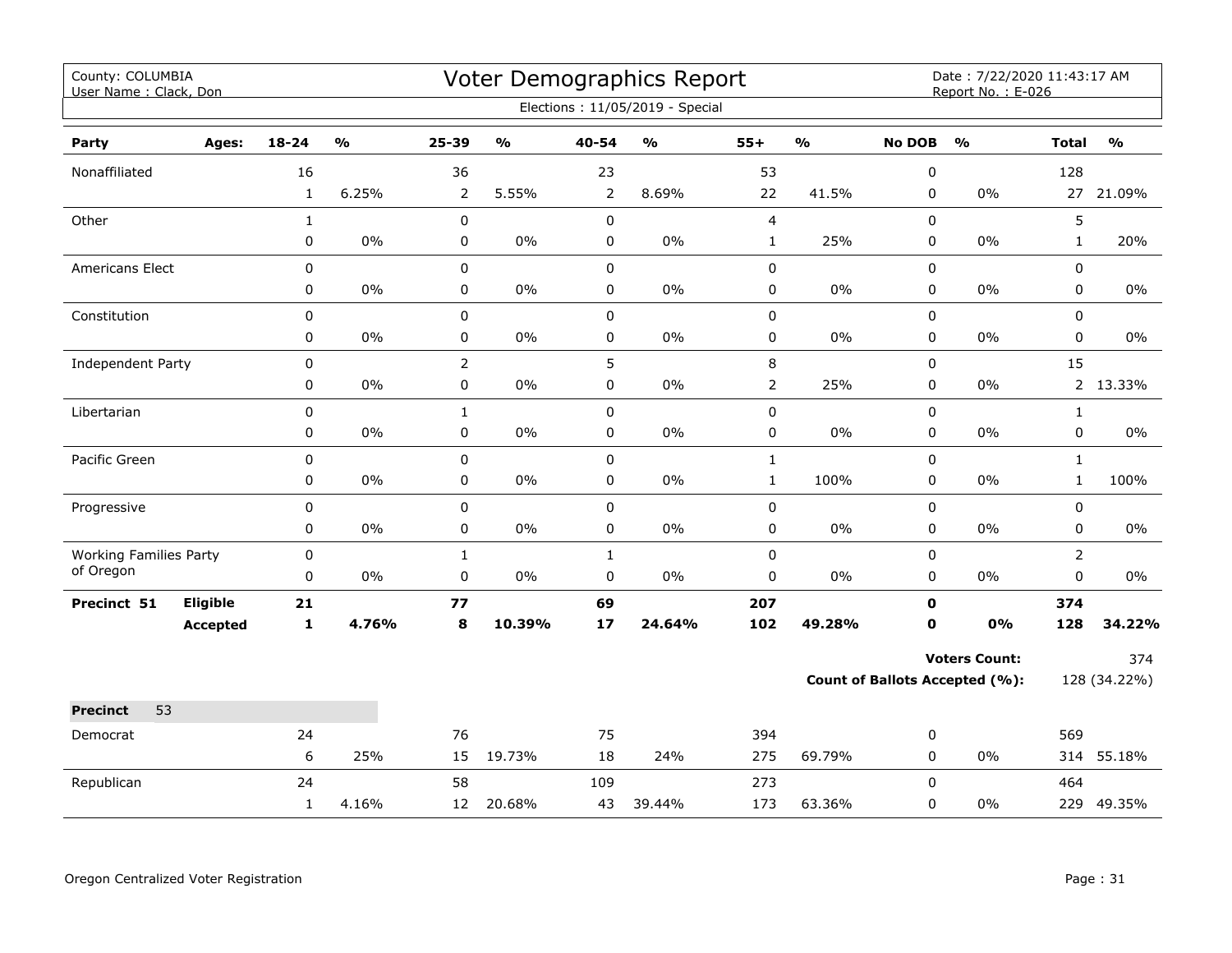County: COLUMBIA
User Name : Clack, Don

# Voter Demographics Report

Date : 7/22/2020 11:43:17 AM
Report No. : E-026

Elections : 11/05/2019 - Special

| Party | Ages: | 18-24 | % | 25-39 | % | 40-54 | % | 55+ | % | No DOB | % | Total | % |
|---|---|---|---|---|---|---|---|---|---|---|---|---|---|
| Nonaffiliated | | 16 | | 36 | | 23 | | 53 | | 0 | | 128 | |
| | | 1 | 6.25% | 2 | 5.55% | 2 | 8.69% | 22 | 41.5% | 0 | 0% | 27 | 21.09% |
| Other | | 1 | | 0 | | 0 | | 4 | | 0 | | 5 | |
| | | 0 | 0% | 0 | 0% | 0 | 0% | 1 | 25% | 0 | 0% | 1 | 20% |
| Americans Elect | | 0 | | 0 | | 0 | | 0 | | 0 | | 0 | |
| | | 0 | 0% | 0 | 0% | 0 | 0% | 0 | 0% | 0 | 0% | 0 | 0% |
| Constitution | | 0 | | 0 | | 0 | | 0 | | 0 | | 0 | |
| | | 0 | 0% | 0 | 0% | 0 | 0% | 0 | 0% | 0 | 0% | 0 | 0% |
| Independent Party | | 0 | | 2 | | 5 | | 8 | | 0 | | 15 | |
| | | 0 | 0% | 0 | 0% | 0 | 0% | 2 | 25% | 0 | 0% | 2 | 13.33% |
| Libertarian | | 0 | | 1 | | 0 | | 0 | | 0 | | 1 | |
| | | 0 | 0% | 0 | 0% | 0 | 0% | 0 | 0% | 0 | 0% | 0 | 0% |
| Pacific Green | | 0 | | 0 | | 0 | | 1 | | 0 | | 1 | |
| | | 0 | 0% | 0 | 0% | 0 | 0% | 1 | 100% | 0 | 0% | 1 | 100% |
| Progressive | | 0 | | 0 | | 0 | | 0 | | 0 | | 0 | |
| | | 0 | 0% | 0 | 0% | 0 | 0% | 0 | 0% | 0 | 0% | 0 | 0% |
| Working Families Party of Oregon | | 0 | | 1 | | 1 | | 0 | | 0 | | 2 | |
| | | 0 | 0% | 0 | 0% | 0 | 0% | 0 | 0% | 0 | 0% | 0 | 0% |
| **Precinct 51** | **Eligible** | **21** | | **77** | | **69** | | **207** | | **0** | | **374** | |
| | **Accepted** | **1** | **4.76%** | **8** | **10.39%** | **17** | **24.64%** | **102** | **49.28%** | **0** | **0%** | **128** | **34.22%** |

**Voters Count:** 374

**Count of Ballots Accepted (%):** 128 (34.22%)

**Precinct** 53

| Party | 18-24 | % | 25-39 | % | 40-54 | % | 55+ | % | No DOB | % | Total | % |
|---|---|---|---|---|---|---|---|---|---|---|---|---|
| Democrat | 24 | | 76 | | 75 | | 394 | | 0 | | 569 | |
| | 6 | 25% | 15 | 19.73% | 18 | 24% | 275 | 69.79% | 0 | 0% | 314 | 55.18% |
| Republican | 24 | | 58 | | 109 | | 273 | | 0 | | 464 | |
| | 1 | 4.16% | 12 | 20.68% | 43 | 39.44% | 173 | 63.36% | 0 | 0% | 229 | 49.35% |

Oregon Centralized Voter Registration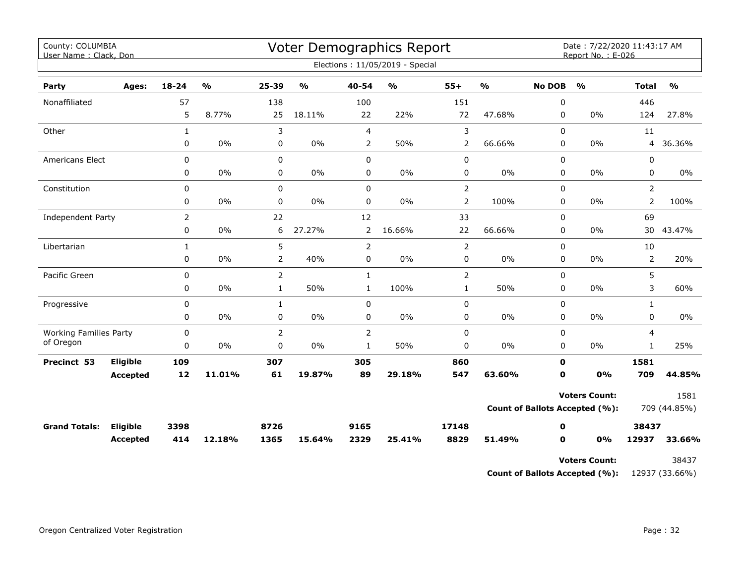County: COLUMBIA
User Name : Clack, Don

# Voter Demographics Report

Date : 7/22/2020 11:43:17 AM
Report No. : E-026

Elections : 11/05/2019 - Special

| Party | Ages: | 18-24 | % | 25-39 | % | 40-54 | % | 55+ | % | No DOB | % | Total | % |
|---|---|---|---|---|---|---|---|---|---|---|---|---|---|
| Nonaffiliated | | 57 | | 138 | | 100 | | 151 | | 0 | | 446 | |
| | | 5 | 8.77% | 25 | 18.11% | 22 | 22% | 72 | 47.68% | 0 | 0% | 124 | 27.8% |
| Other | | 1 | | 3 | | 4 | | 3 | | 0 | | 11 | |
| | | 0 | 0% | 0 | 0% | 2 | 50% | 2 | 66.66% | 0 | 0% | 4 | 36.36% |
| Americans Elect | | 0 | | 0 | | 0 | | 0 | | 0 | | 0 | |
| | | 0 | 0% | 0 | 0% | 0 | 0% | 0 | 0% | 0 | 0% | 0 | 0% |
| Constitution | | 0 | | 0 | | 0 | | 2 | | 0 | | 2 | |
| | | 0 | 0% | 0 | 0% | 0 | 0% | 2 | 100% | 0 | 0% | 2 | 100% |
| Independent Party | | 2 | | 22 | | 12 | | 33 | | 0 | | 69 | |
| | | 0 | 0% | 6 | 27.27% | 2 | 16.66% | 22 | 66.66% | 0 | 0% | 30 | 43.47% |
| Libertarian | | 1 | | 5 | | 2 | | 2 | | 0 | | 10 | |
| | | 0 | 0% | 2 | 40% | 0 | 0% | 0 | 0% | 0 | 0% | 2 | 20% |
| Pacific Green | | 0 | | 2 | | 1 | | 2 | | 0 | | 5 | |
| | | 0 | 0% | 1 | 50% | 1 | 100% | 1 | 50% | 0 | 0% | 3 | 60% |
| Progressive | | 0 | | 1 | | 0 | | 0 | | 0 | | 1 | |
| | | 0 | 0% | 0 | 0% | 0 | 0% | 0 | 0% | 0 | 0% | 0 | 0% |
| Working Families Party of Oregon | | 0 | | 2 | | 2 | | 0 | | 0 | | 4 | |
| | | 0 | 0% | 0 | 0% | 1 | 50% | 0 | 0% | 0 | 0% | 1 | 25% |
| **Precinct 53** | **Eligible** | **109** | | **307** | | **305** | | **860** | | **0** | | **1581** | |
| | **Accepted** | **12** | **11.01%** | **61** | **19.87%** | **89** | **29.18%** | **547** | **63.60%** | **0** | **0%** | **709** | **44.85%** |

**Voters Count:** 1581
**Count of Ballots Accepted (%):** 709 (44.85%)

| | | | | | | | | | | | | | |
|---|---|---|---|---|---|---|---|---|---|---|---|---|---|
| **Grand Totals:** | **Eligible** | **3398** | | **8726** | | **9165** | | **17148** | | **0** | | **38437** | |
| | **Accepted** | **414** | **12.18%** | **1365** | **15.64%** | **2329** | **25.41%** | **8829** | **51.49%** | **0** | **0%** | **12937** | **33.66%** |

**Voters Count:** 38437
**Count of Ballots Accepted (%):** 12937 (33.66%)

Oregon Centralized Voter Registration